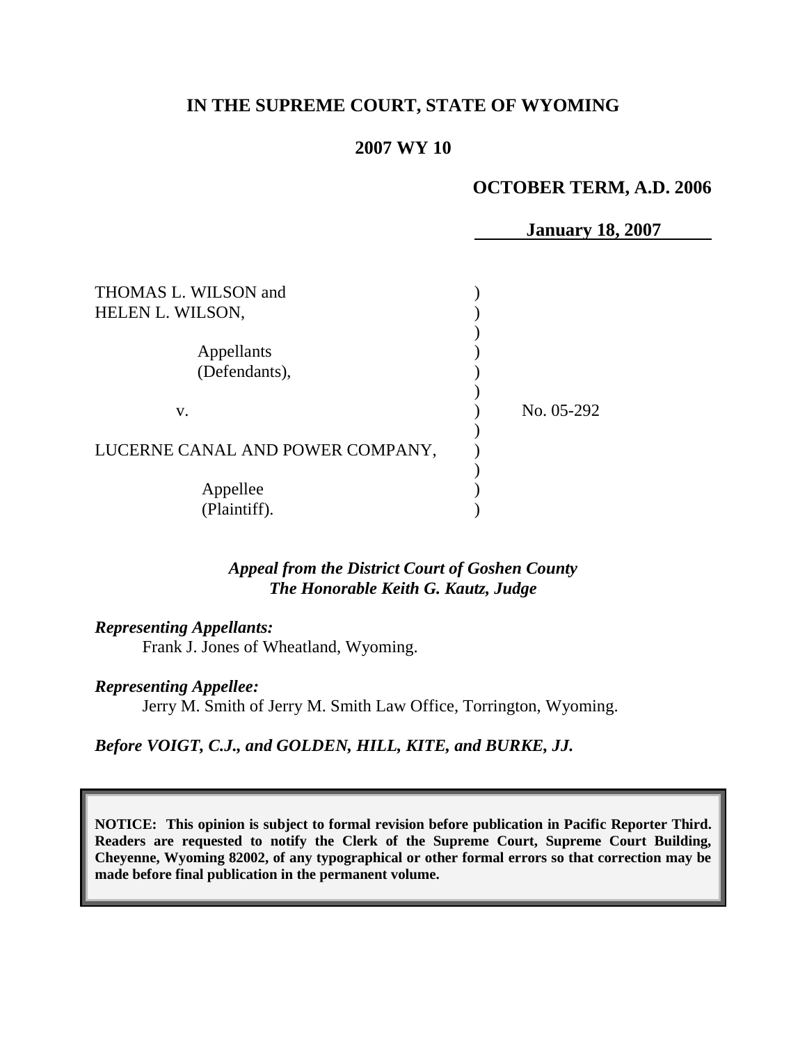# IN THE SUPREME COURT, STATE OF WYOMING

## 2007 WY 10

**OCTOBER TERM, A.D. 2006**

**January 18, 2007**

THOMAS L. WILSON and HELEN L. WILSON,

Appellants (Defendants),

v.

LUCERNE CANAL AND POWER COMPANY,

Appellee (Plaintiff).

No. 05-292

*Appeal from the District Court of Goshen County*
*The Honorable Keith G. Kautz, Judge*

***Representing Appellants:***
Frank J. Jones of Wheatland, Wyoming.

***Representing Appellee:***
Jerry M. Smith of Jerry M. Smith Law Office, Torrington, Wyoming.

***Before VOIGT, C.J., and GOLDEN, HILL, KITE, and BURKE, JJ.***

**NOTICE: This opinion is subject to formal revision before publication in Pacific Reporter Third. Readers are requested to notify the Clerk of the Supreme Court, Supreme Court Building, Cheyenne, Wyoming 82002, of any typographical or other formal errors so that correction may be made before final publication in the permanent volume.**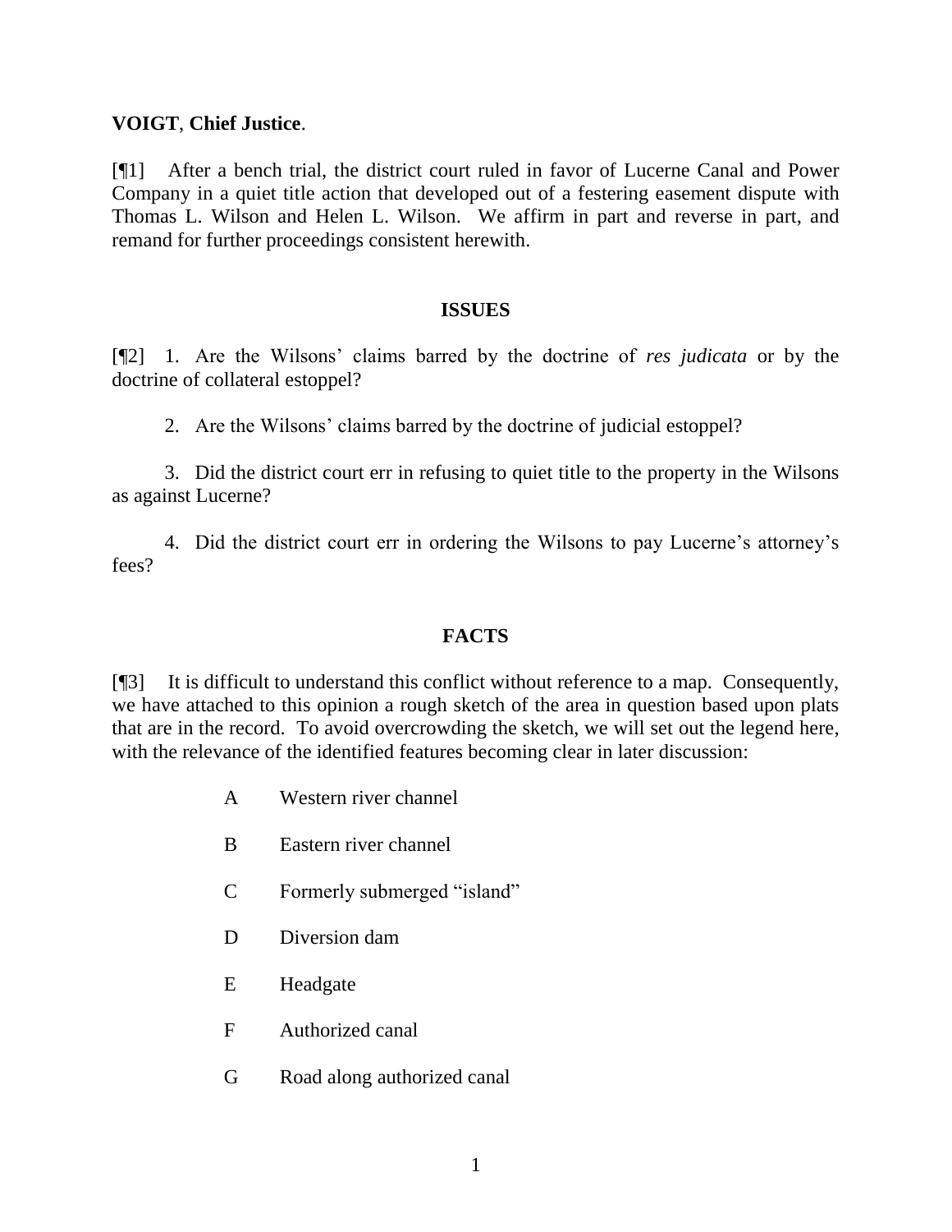**VOIGT**, **Chief Justice**.

[¶1] After a bench trial, the district court ruled in favor of Lucerne Canal and Power Company in a quiet title action that developed out of a festering easement dispute with Thomas L. Wilson and Helen L. Wilson. We affirm in part and reverse in part, and remand for further proceedings consistent herewith.

## ISSUES

[¶2] 1. Are the Wilsons' claims barred by the doctrine of *res judicata* or by the doctrine of collateral estoppel?

2. Are the Wilsons' claims barred by the doctrine of judicial estoppel?

3. Did the district court err in refusing to quiet title to the property in the Wilsons as against Lucerne?

4. Did the district court err in ordering the Wilsons to pay Lucerne's attorney's fees?

## FACTS

[¶3] It is difficult to understand this conflict without reference to a map. Consequently, we have attached to this opinion a rough sketch of the area in question based upon plats that are in the record. To avoid overcrowding the sketch, we will set out the legend here, with the relevance of the identified features becoming clear in later discussion:

| | |
|---|---|
| A | Western river channel |
| B | Eastern river channel |
| C | Formerly submerged "island" |
| D | Diversion dam |
| E | Headgate |
| F | Authorized canal |
| G | Road along authorized canal |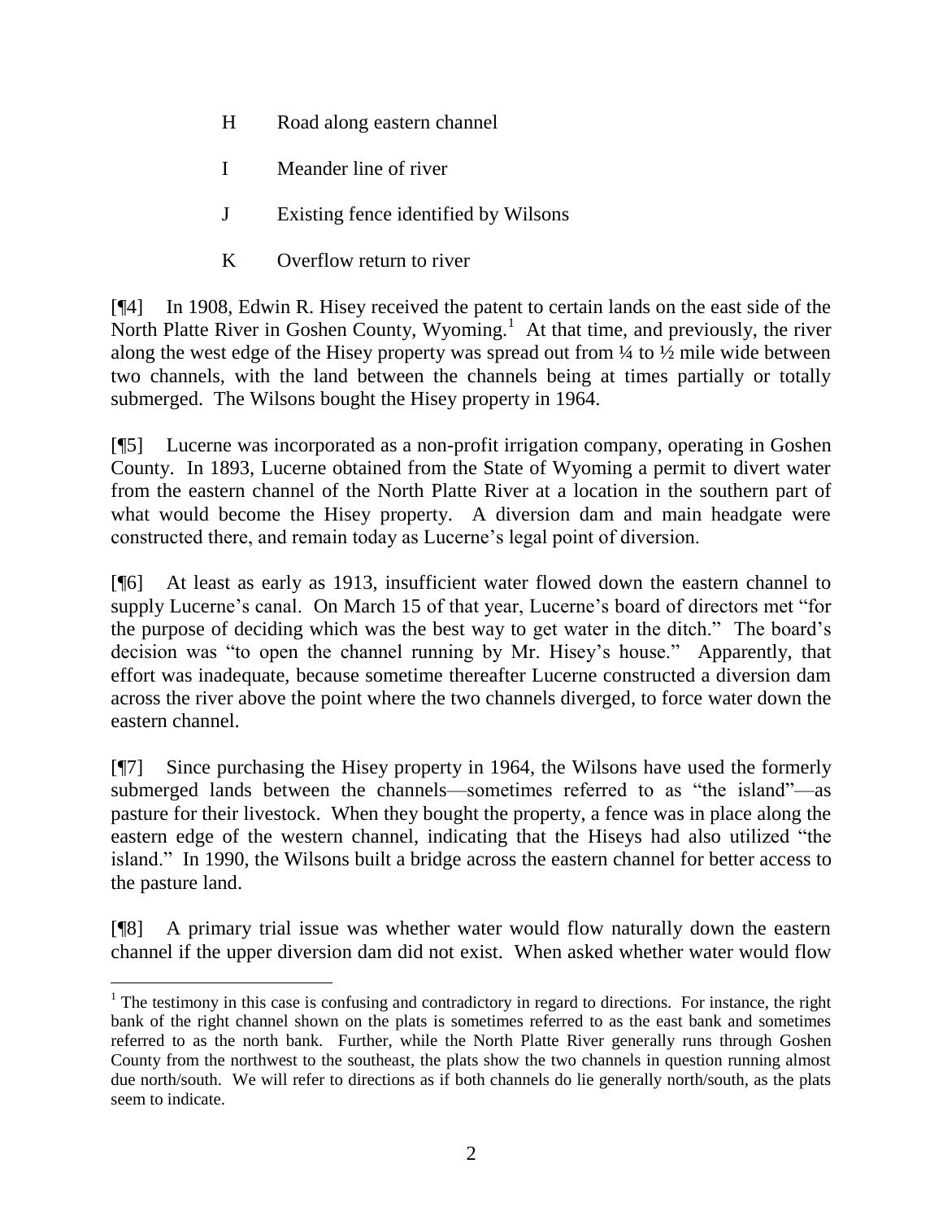H Road along eastern channel

I Meander line of river

J Existing fence identified by Wilsons

K Overflow return to river

[¶4] In 1908, Edwin R. Hisey received the patent to certain lands on the east side of the North Platte River in Goshen County, Wyoming.[1] At that time, and previously, the river along the west edge of the Hisey property was spread out from ¼ to ½ mile wide between two channels, with the land between the channels being at times partially or totally submerged. The Wilsons bought the Hisey property in 1964.

[¶5] Lucerne was incorporated as a non-profit irrigation company, operating in Goshen County. In 1893, Lucerne obtained from the State of Wyoming a permit to divert water from the eastern channel of the North Platte River at a location in the southern part of what would become the Hisey property. A diversion dam and main headgate were constructed there, and remain today as Lucerne's legal point of diversion.

[¶6] At least as early as 1913, insufficient water flowed down the eastern channel to supply Lucerne's canal. On March 15 of that year, Lucerne's board of directors met "for the purpose of deciding which was the best way to get water in the ditch." The board's decision was "to open the channel running by Mr. Hisey's house." Apparently, that effort was inadequate, because sometime thereafter Lucerne constructed a diversion dam across the river above the point where the two channels diverged, to force water down the eastern channel.

[¶7] Since purchasing the Hisey property in 1964, the Wilsons have used the formerly submerged lands between the channels—sometimes referred to as "the island"—as pasture for their livestock. When they bought the property, a fence was in place along the eastern edge of the western channel, indicating that the Hiseys had also utilized "the island." In 1990, the Wilsons built a bridge across the eastern channel for better access to the pasture land.

[¶8] A primary trial issue was whether water would flow naturally down the eastern channel if the upper diversion dam did not exist. When asked whether water would flow

[1] The testimony in this case is confusing and contradictory in regard to directions. For instance, the right bank of the right channel shown on the plats is sometimes referred to as the east bank and sometimes referred to as the north bank. Further, while the North Platte River generally runs through Goshen County from the northwest to the southeast, the plats show the two channels in question running almost due north/south. We will refer to directions as if both channels do lie generally north/south, as the plats seem to indicate.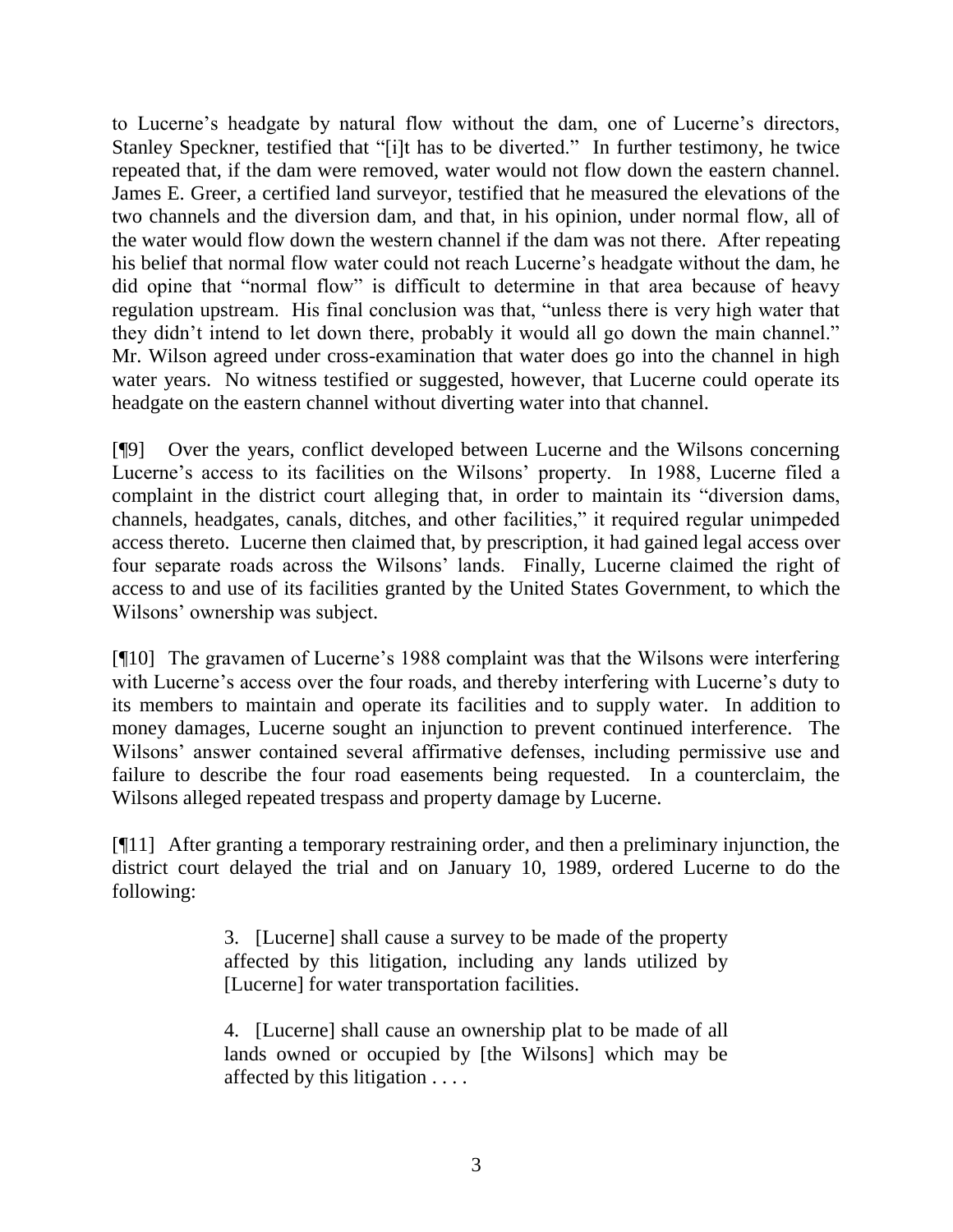to Lucerne's headgate by natural flow without the dam, one of Lucerne's directors, Stanley Speckner, testified that "[i]t has to be diverted." In further testimony, he twice repeated that, if the dam were removed, water would not flow down the eastern channel. James E. Greer, a certified land surveyor, testified that he measured the elevations of the two channels and the diversion dam, and that, in his opinion, under normal flow, all of the water would flow down the western channel if the dam was not there. After repeating his belief that normal flow water could not reach Lucerne's headgate without the dam, he did opine that "normal flow" is difficult to determine in that area because of heavy regulation upstream. His final conclusion was that, "unless there is very high water that they didn't intend to let down there, probably it would all go down the main channel." Mr. Wilson agreed under cross-examination that water does go into the channel in high water years. No witness testified or suggested, however, that Lucerne could operate its headgate on the eastern channel without diverting water into that channel.

[¶9] Over the years, conflict developed between Lucerne and the Wilsons concerning Lucerne's access to its facilities on the Wilsons' property. In 1988, Lucerne filed a complaint in the district court alleging that, in order to maintain its "diversion dams, channels, headgates, canals, ditches, and other facilities," it required regular unimpeded access thereto. Lucerne then claimed that, by prescription, it had gained legal access over four separate roads across the Wilsons' lands. Finally, Lucerne claimed the right of access to and use of its facilities granted by the United States Government, to which the Wilsons' ownership was subject.

[¶10] The gravamen of Lucerne's 1988 complaint was that the Wilsons were interfering with Lucerne's access over the four roads, and thereby interfering with Lucerne's duty to its members to maintain and operate its facilities and to supply water. In addition to money damages, Lucerne sought an injunction to prevent continued interference. The Wilsons' answer contained several affirmative defenses, including permissive use and failure to describe the four road easements being requested. In a counterclaim, the Wilsons alleged repeated trespass and property damage by Lucerne.

[¶11] After granting a temporary restraining order, and then a preliminary injunction, the district court delayed the trial and on January 10, 1989, ordered Lucerne to do the following:

> 3. [Lucerne] shall cause a survey to be made of the property affected by this litigation, including any lands utilized by [Lucerne] for water transportation facilities.
>
> 4. [Lucerne] shall cause an ownership plat to be made of all lands owned or occupied by [the Wilsons] which may be affected by this litigation . . . .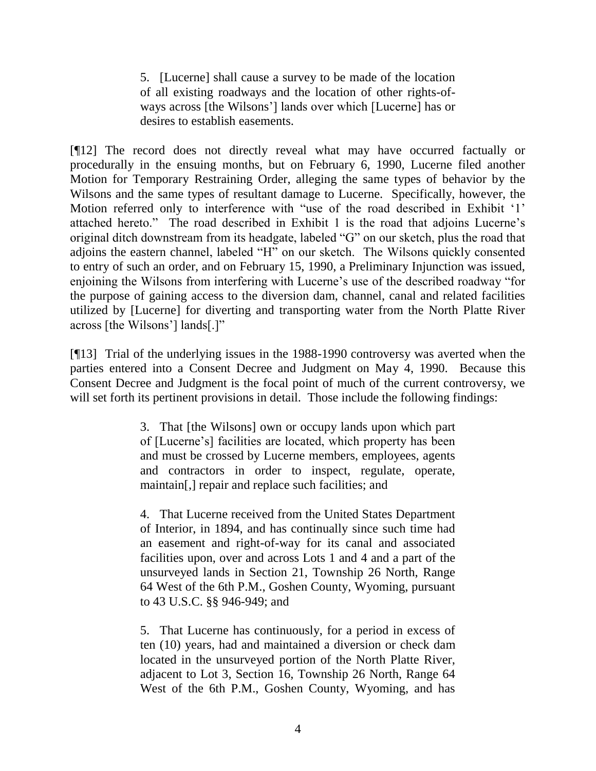> 5. [Lucerne] shall cause a survey to be made of the location of all existing roadways and the location of other rights-of-ways across [the Wilsons'] lands over which [Lucerne] has or desires to establish easements.

[¶12] The record does not directly reveal what may have occurred factually or procedurally in the ensuing months, but on February 6, 1990, Lucerne filed another Motion for Temporary Restraining Order, alleging the same types of behavior by the Wilsons and the same types of resultant damage to Lucerne. Specifically, however, the Motion referred only to interference with "use of the road described in Exhibit '1' attached hereto." The road described in Exhibit 1 is the road that adjoins Lucerne's original ditch downstream from its headgate, labeled "G" on our sketch, plus the road that adjoins the eastern channel, labeled "H" on our sketch. The Wilsons quickly consented to entry of such an order, and on February 15, 1990, a Preliminary Injunction was issued, enjoining the Wilsons from interfering with Lucerne's use of the described roadway "for the purpose of gaining access to the diversion dam, channel, canal and related facilities utilized by [Lucerne] for diverting and transporting water from the North Platte River across [the Wilsons'] lands[.]"

[¶13] Trial of the underlying issues in the 1988-1990 controversy was averted when the parties entered into a Consent Decree and Judgment on May 4, 1990. Because this Consent Decree and Judgment is the focal point of much of the current controversy, we will set forth its pertinent provisions in detail. Those include the following findings:

> 3. That [the Wilsons] own or occupy lands upon which part of [Lucerne's] facilities are located, which property has been and must be crossed by Lucerne members, employees, agents and contractors in order to inspect, regulate, operate, maintain[,] repair and replace such facilities; and
>
> 4. That Lucerne received from the United States Department of Interior, in 1894, and has continually since such time had an easement and right-of-way for its canal and associated facilities upon, over and across Lots 1 and 4 and a part of the unsurveyed lands in Section 21, Township 26 North, Range 64 West of the 6th P.M., Goshen County, Wyoming, pursuant to 43 U.S.C. §§ 946-949; and
>
> 5. That Lucerne has continuously, for a period in excess of ten (10) years, had and maintained a diversion or check dam located in the unsurveyed portion of the North Platte River, adjacent to Lot 3, Section 16, Township 26 North, Range 64 West of the 6th P.M., Goshen County, Wyoming, and has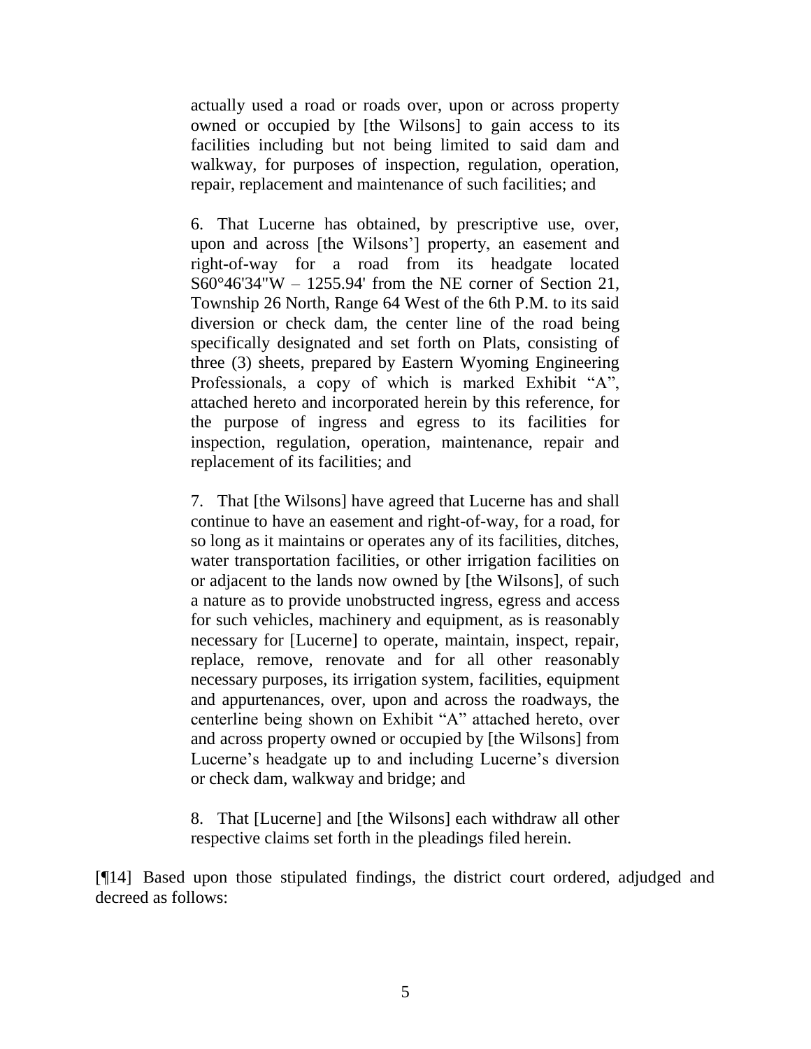> actually used a road or roads over, upon or across property owned or occupied by [the Wilsons] to gain access to its facilities including but not being limited to said dam and walkway, for purposes of inspection, regulation, operation, repair, replacement and maintenance of such facilities; and
>
> 6. That Lucerne has obtained, by prescriptive use, over, upon and across [the Wilsons'] property, an easement and right-of-way for a road from its headgate located S60°46'34"W – 1255.94' from the NE corner of Section 21, Township 26 North, Range 64 West of the 6th P.M. to its said diversion or check dam, the center line of the road being specifically designated and set forth on Plats, consisting of three (3) sheets, prepared by Eastern Wyoming Engineering Professionals, a copy of which is marked Exhibit "A", attached hereto and incorporated herein by this reference, for the purpose of ingress and egress to its facilities for inspection, regulation, operation, maintenance, repair and replacement of its facilities; and
>
> 7. That [the Wilsons] have agreed that Lucerne has and shall continue to have an easement and right-of-way, for a road, for so long as it maintains or operates any of its facilities, ditches, water transportation facilities, or other irrigation facilities on or adjacent to the lands now owned by [the Wilsons], of such a nature as to provide unobstructed ingress, egress and access for such vehicles, machinery and equipment, as is reasonably necessary for [Lucerne] to operate, maintain, inspect, repair, replace, remove, renovate and for all other reasonably necessary purposes, its irrigation system, facilities, equipment and appurtenances, over, upon and across the roadways, the centerline being shown on Exhibit "A" attached hereto, over and across property owned or occupied by [the Wilsons] from Lucerne's headgate up to and including Lucerne's diversion or check dam, walkway and bridge; and
>
> 8. That [Lucerne] and [the Wilsons] each withdraw all other respective claims set forth in the pleadings filed herein.

[¶14] Based upon those stipulated findings, the district court ordered, adjudged and decreed as follows: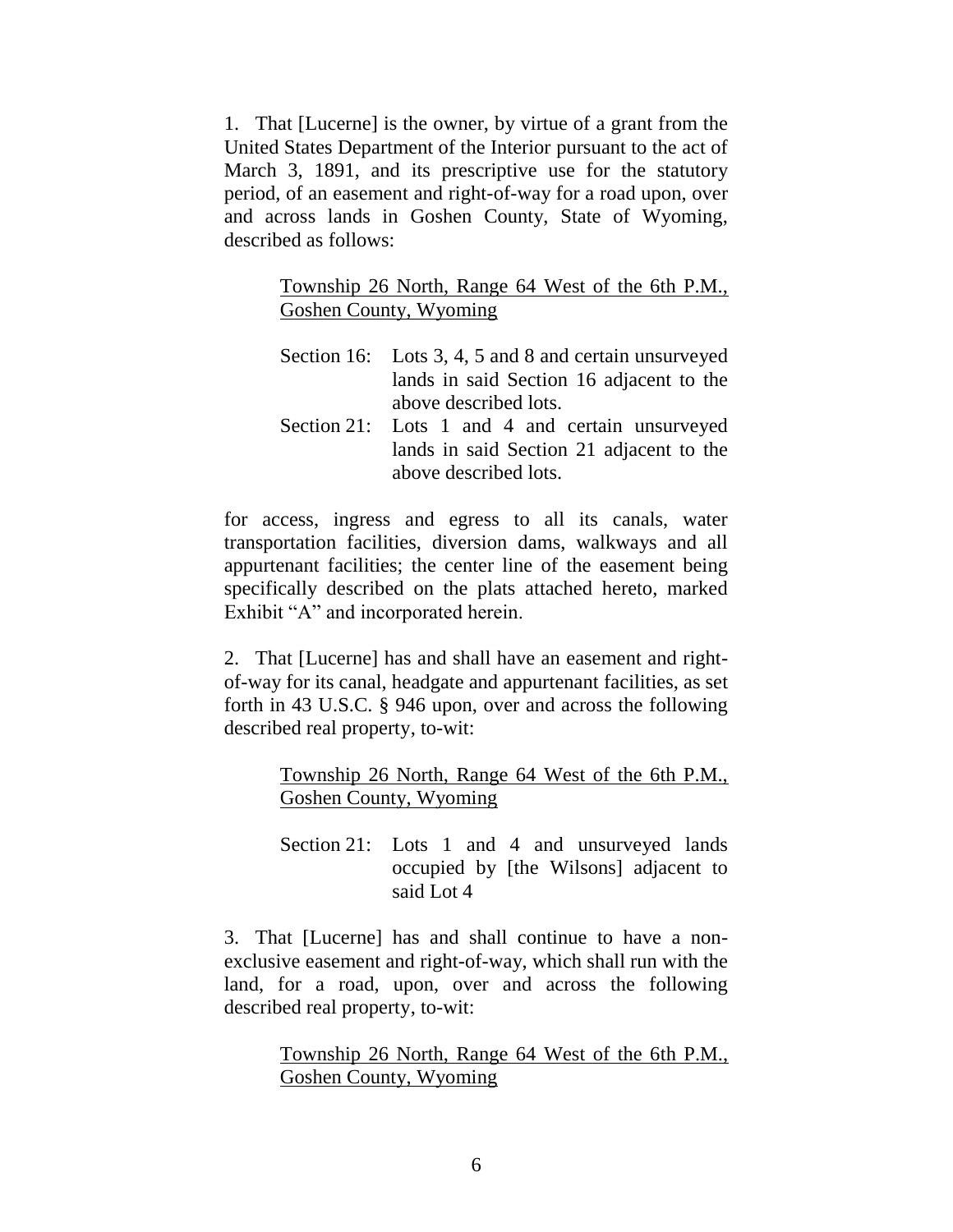1. That [Lucerne] is the owner, by virtue of a grant from the United States Department of the Interior pursuant to the act of March 3, 1891, and its prescriptive use for the statutory period, of an easement and right-of-way for a road upon, over and across lands in Goshen County, State of Wyoming, described as follows:

> Township 26 North, Range 64 West of the 6th P.M., Goshen County, Wyoming
>
> Section 16: Lots 3, 4, 5 and 8 and certain unsurveyed lands in said Section 16 adjacent to the above described lots.
>
> Section 21: Lots 1 and 4 and certain unsurveyed lands in said Section 21 adjacent to the above described lots.

for access, ingress and egress to all its canals, water transportation facilities, diversion dams, walkways and all appurtenant facilities; the center line of the easement being specifically described on the plats attached hereto, marked Exhibit "A" and incorporated herein.

2. That [Lucerne] has and shall have an easement and right-of-way for its canal, headgate and appurtenant facilities, as set forth in 43 U.S.C. § 946 upon, over and across the following described real property, to-wit:

> Township 26 North, Range 64 West of the 6th P.M., Goshen County, Wyoming
>
> Section 21: Lots 1 and 4 and unsurveyed lands occupied by [the Wilsons] adjacent to said Lot 4

3. That [Lucerne] has and shall continue to have a non-exclusive easement and right-of-way, which shall run with the land, for a road, upon, over and across the following described real property, to-wit:

> Township 26 North, Range 64 West of the 6th P.M., Goshen County, Wyoming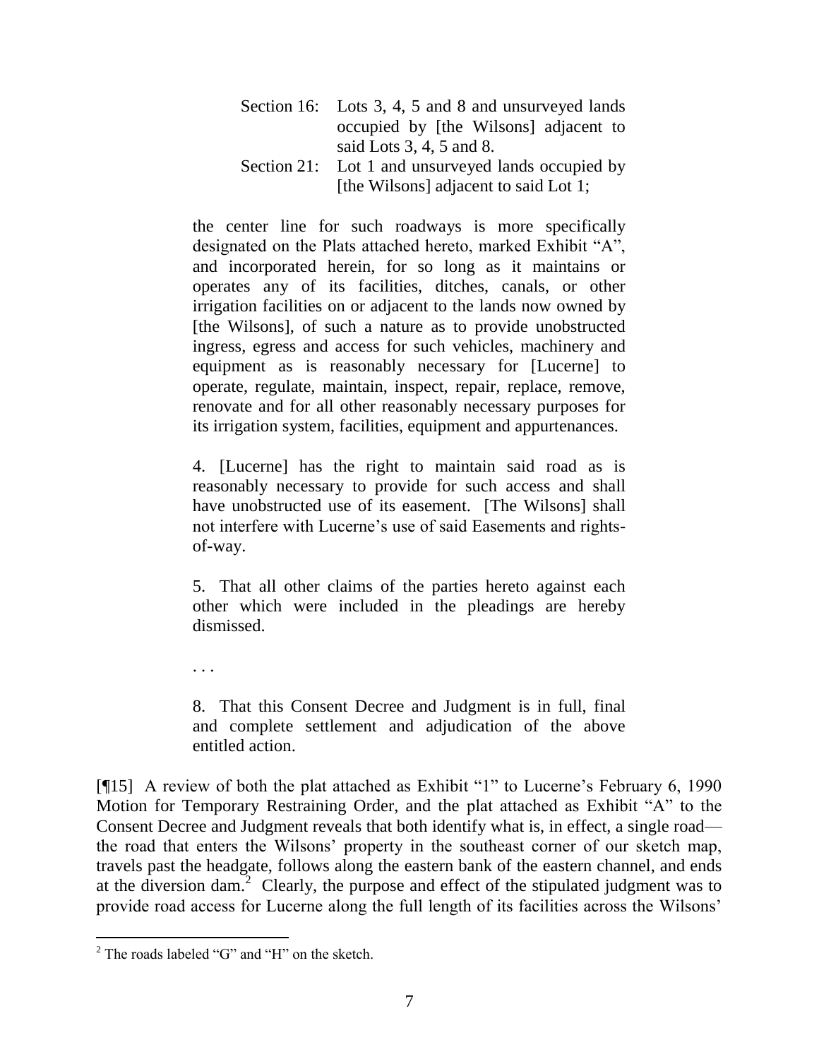> Section 16: Lots 3, 4, 5 and 8 and unsurveyed lands occupied by [the Wilsons] adjacent to said Lots 3, 4, 5 and 8.
>
> Section 21: Lot 1 and unsurveyed lands occupied by [the Wilsons] adjacent to said Lot 1;
>
> the center line for such roadways is more specifically designated on the Plats attached hereto, marked Exhibit "A", and incorporated herein, for so long as it maintains or operates any of its facilities, ditches, canals, or other irrigation facilities on or adjacent to the lands now owned by [the Wilsons], of such a nature as to provide unobstructed ingress, egress and access for such vehicles, machinery and equipment as is reasonably necessary for [Lucerne] to operate, regulate, maintain, inspect, repair, replace, remove, renovate and for all other reasonably necessary purposes for its irrigation system, facilities, equipment and appurtenances.
>
> 4. [Lucerne] has the right to maintain said road as is reasonably necessary to provide for such access and shall have unobstructed use of its easement. [The Wilsons] shall not interfere with Lucerne's use of said Easements and rights-of-way.
>
> 5. That all other claims of the parties hereto against each other which were included in the pleadings are hereby dismissed.
>
> . . .
>
> 8. That this Consent Decree and Judgment is in full, final and complete settlement and adjudication of the above entitled action.

[¶15] A review of both the plat attached as Exhibit "1" to Lucerne's February 6, 1990 Motion for Temporary Restraining Order, and the plat attached as Exhibit "A" to the Consent Decree and Judgment reveals that both identify what is, in effect, a single road—the road that enters the Wilsons' property in the southeast corner of our sketch map, travels past the headgate, follows along the eastern bank of the eastern channel, and ends at the diversion dam.[2] Clearly, the purpose and effect of the stipulated judgment was to provide road access for Lucerne along the full length of its facilities across the Wilsons'

---

[2] The roads labeled "G" and "H" on the sketch.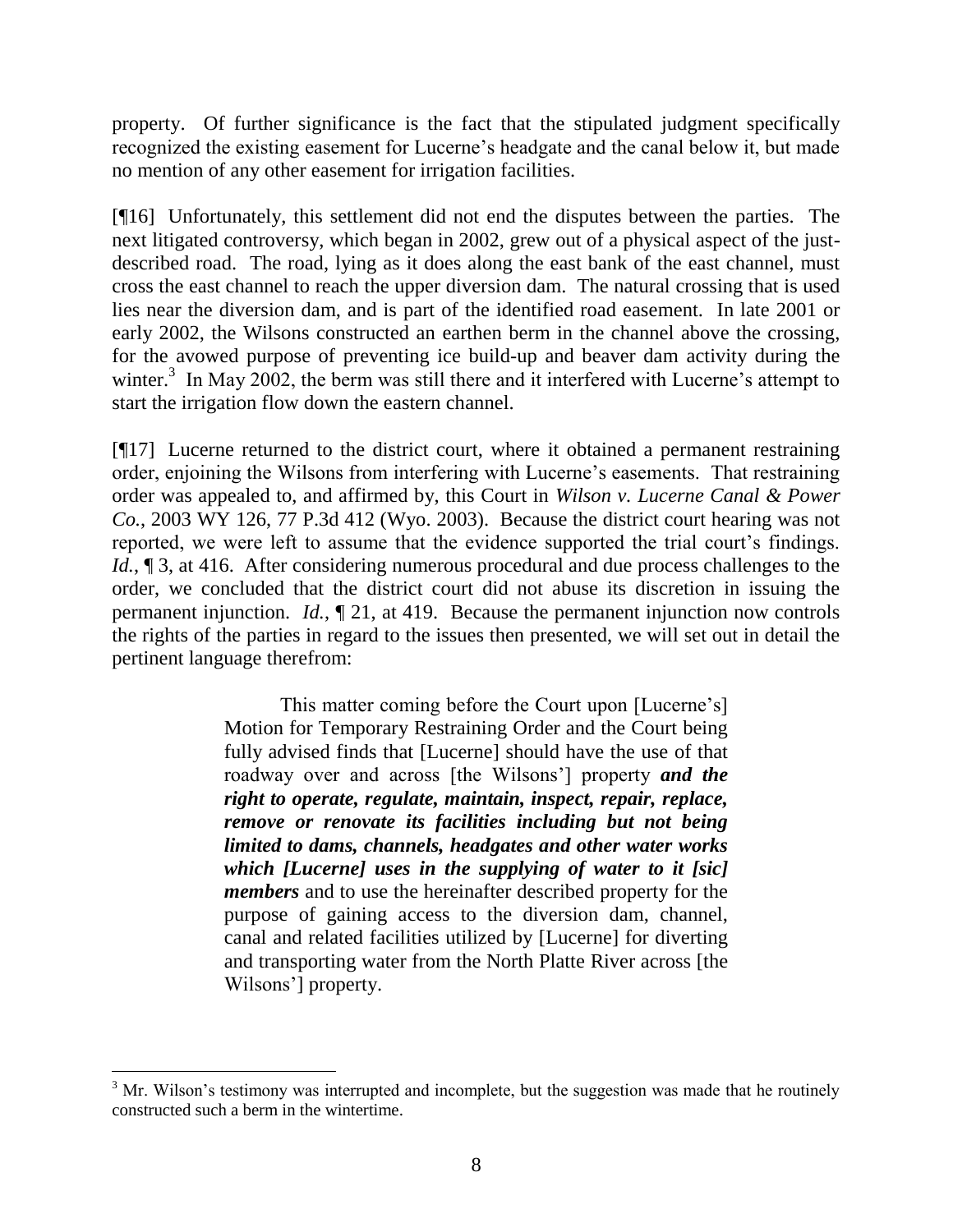property. Of further significance is the fact that the stipulated judgment specifically recognized the existing easement for Lucerne's headgate and the canal below it, but made no mention of any other easement for irrigation facilities.

[¶16] Unfortunately, this settlement did not end the disputes between the parties. The next litigated controversy, which began in 2002, grew out of a physical aspect of the just-described road. The road, lying as it does along the east bank of the east channel, must cross the east channel to reach the upper diversion dam. The natural crossing that is used lies near the diversion dam, and is part of the identified road easement. In late 2001 or early 2002, the Wilsons constructed an earthen berm in the channel above the crossing, for the avowed purpose of preventing ice build-up and beaver dam activity during the winter.[3] In May 2002, the berm was still there and it interfered with Lucerne's attempt to start the irrigation flow down the eastern channel.

[¶17] Lucerne returned to the district court, where it obtained a permanent restraining order, enjoining the Wilsons from interfering with Lucerne's easements. That restraining order was appealed to, and affirmed by, this Court in *Wilson v. Lucerne Canal & Power Co.*, 2003 WY 126, 77 P.3d 412 (Wyo. 2003). Because the district court hearing was not reported, we were left to assume that the evidence supported the trial court's findings. *Id.*, ¶ 3, at 416. After considering numerous procedural and due process challenges to the order, we concluded that the district court did not abuse its discretion in issuing the permanent injunction. *Id.*, ¶ 21, at 419. Because the permanent injunction now controls the rights of the parties in regard to the issues then presented, we will set out in detail the pertinent language therefrom:

> This matter coming before the Court upon [Lucerne's] Motion for Temporary Restraining Order and the Court being fully advised finds that [Lucerne] should have the use of that roadway over and across [the Wilsons'] property ***and the right to operate, regulate, maintain, inspect, repair, replace, remove or renovate its facilities including but not being limited to dams, channels, headgates and other water works which [Lucerne] uses in the supplying of water to it [sic] members*** and to use the hereinafter described property for the purpose of gaining access to the diversion dam, channel, canal and related facilities utilized by [Lucerne] for diverting and transporting water from the North Platte River across [the Wilsons'] property.

---

[3] Mr. Wilson's testimony was interrupted and incomplete, but the suggestion was made that he routinely constructed such a berm in the wintertime.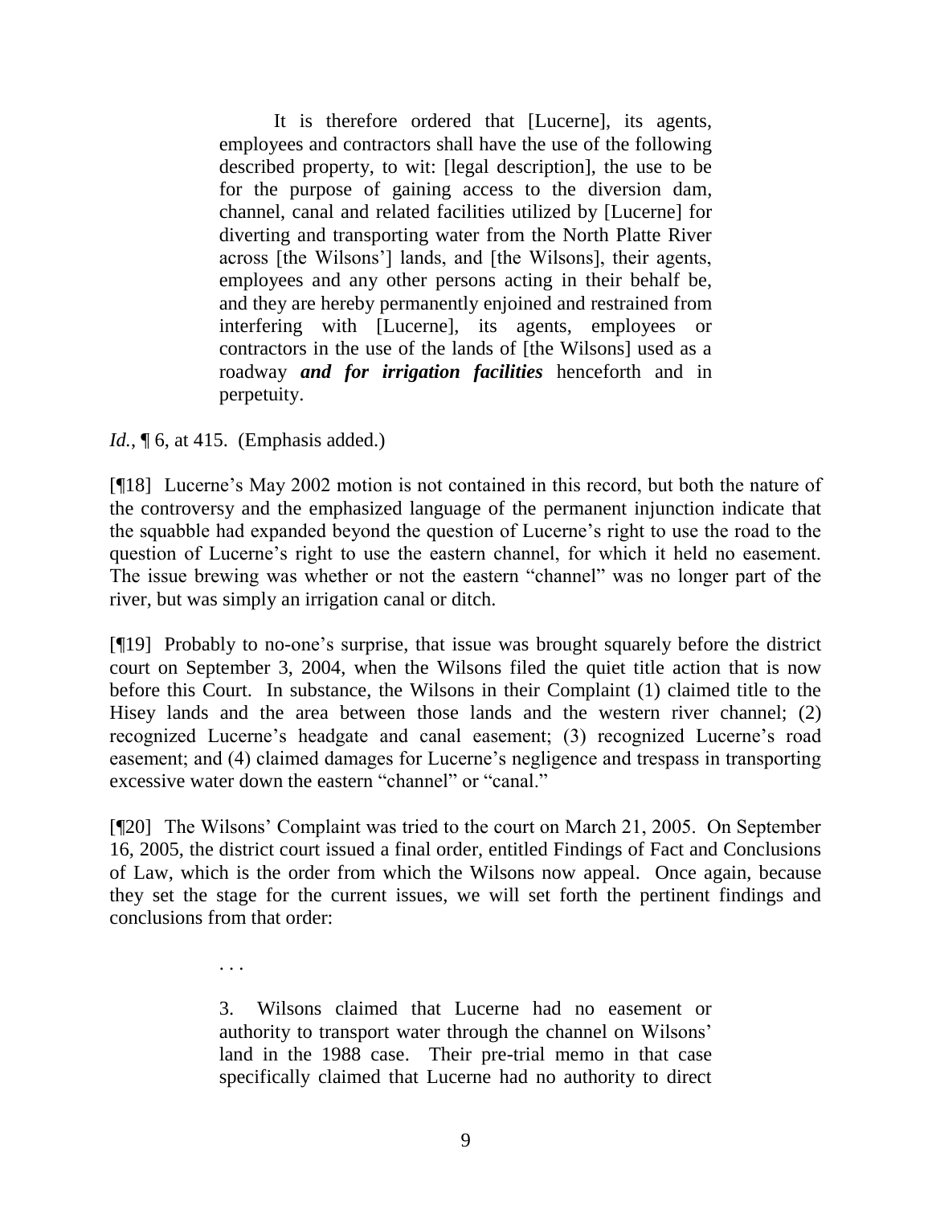> It is therefore ordered that [Lucerne], its agents, employees and contractors shall have the use of the following described property, to wit: [legal description], the use to be for the purpose of gaining access to the diversion dam, channel, canal and related facilities utilized by [Lucerne] for diverting and transporting water from the North Platte River across [the Wilsons'] lands, and [the Wilsons], their agents, employees and any other persons acting in their behalf be, and they are hereby permanently enjoined and restrained from interfering with [Lucerne], its agents, employees or contractors in the use of the lands of [the Wilsons] used as a roadway ***and for irrigation facilities*** henceforth and in perpetuity.

*Id.*, ¶ 6, at 415. (Emphasis added.)

[¶18] Lucerne's May 2002 motion is not contained in this record, but both the nature of the controversy and the emphasized language of the permanent injunction indicate that the squabble had expanded beyond the question of Lucerne's right to use the road to the question of Lucerne's right to use the eastern channel, for which it held no easement. The issue brewing was whether or not the eastern "channel" was no longer part of the river, but was simply an irrigation canal or ditch.

[¶19] Probably to no-one's surprise, that issue was brought squarely before the district court on September 3, 2004, when the Wilsons filed the quiet title action that is now before this Court. In substance, the Wilsons in their Complaint (1) claimed title to the Hisey lands and the area between those lands and the western river channel; (2) recognized Lucerne's headgate and canal easement; (3) recognized Lucerne's road easement; and (4) claimed damages for Lucerne's negligence and trespass in transporting excessive water down the eastern "channel" or "canal."

[¶20] The Wilsons' Complaint was tried to the court on March 21, 2005. On September 16, 2005, the district court issued a final order, entitled Findings of Fact and Conclusions of Law, which is the order from which the Wilsons now appeal. Once again, because they set the stage for the current issues, we will set forth the pertinent findings and conclusions from that order:

> . . .
>
> 3. Wilsons claimed that Lucerne had no easement or authority to transport water through the channel on Wilsons' land in the 1988 case. Their pre-trial memo in that case specifically claimed that Lucerne had no authority to direct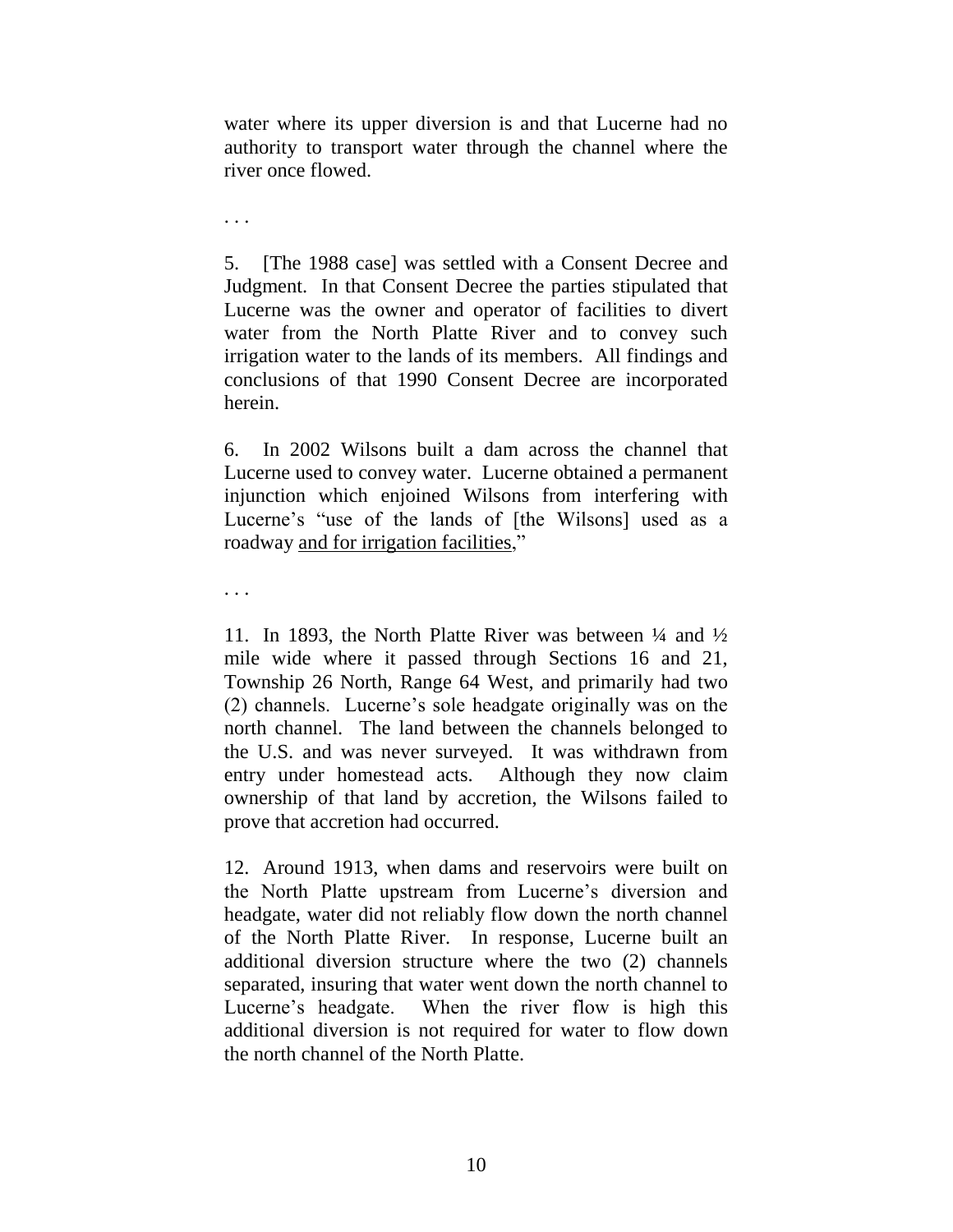water where its upper diversion is and that Lucerne had no authority to transport water through the channel where the river once flowed.

. . .

5. [The 1988 case] was settled with a Consent Decree and Judgment. In that Consent Decree the parties stipulated that Lucerne was the owner and operator of facilities to divert water from the North Platte River and to convey such irrigation water to the lands of its members. All findings and conclusions of that 1990 Consent Decree are incorporated herein.

6. In 2002 Wilsons built a dam across the channel that Lucerne used to convey water. Lucerne obtained a permanent injunction which enjoined Wilsons from interfering with Lucerne's "use of the lands of [the Wilsons] used as a roadway <u>and for irrigation facilities</u>,"

. . .

11. In 1893, the North Platte River was between ¼ and ½ mile wide where it passed through Sections 16 and 21, Township 26 North, Range 64 West, and primarily had two (2) channels. Lucerne's sole headgate originally was on the north channel. The land between the channels belonged to the U.S. and was never surveyed. It was withdrawn from entry under homestead acts. Although they now claim ownership of that land by accretion, the Wilsons failed to prove that accretion had occurred.

12. Around 1913, when dams and reservoirs were built on the North Platte upstream from Lucerne's diversion and headgate, water did not reliably flow down the north channel of the North Platte River. In response, Lucerne built an additional diversion structure where the two (2) channels separated, insuring that water went down the north channel to Lucerne's headgate. When the river flow is high this additional diversion is not required for water to flow down the north channel of the North Platte.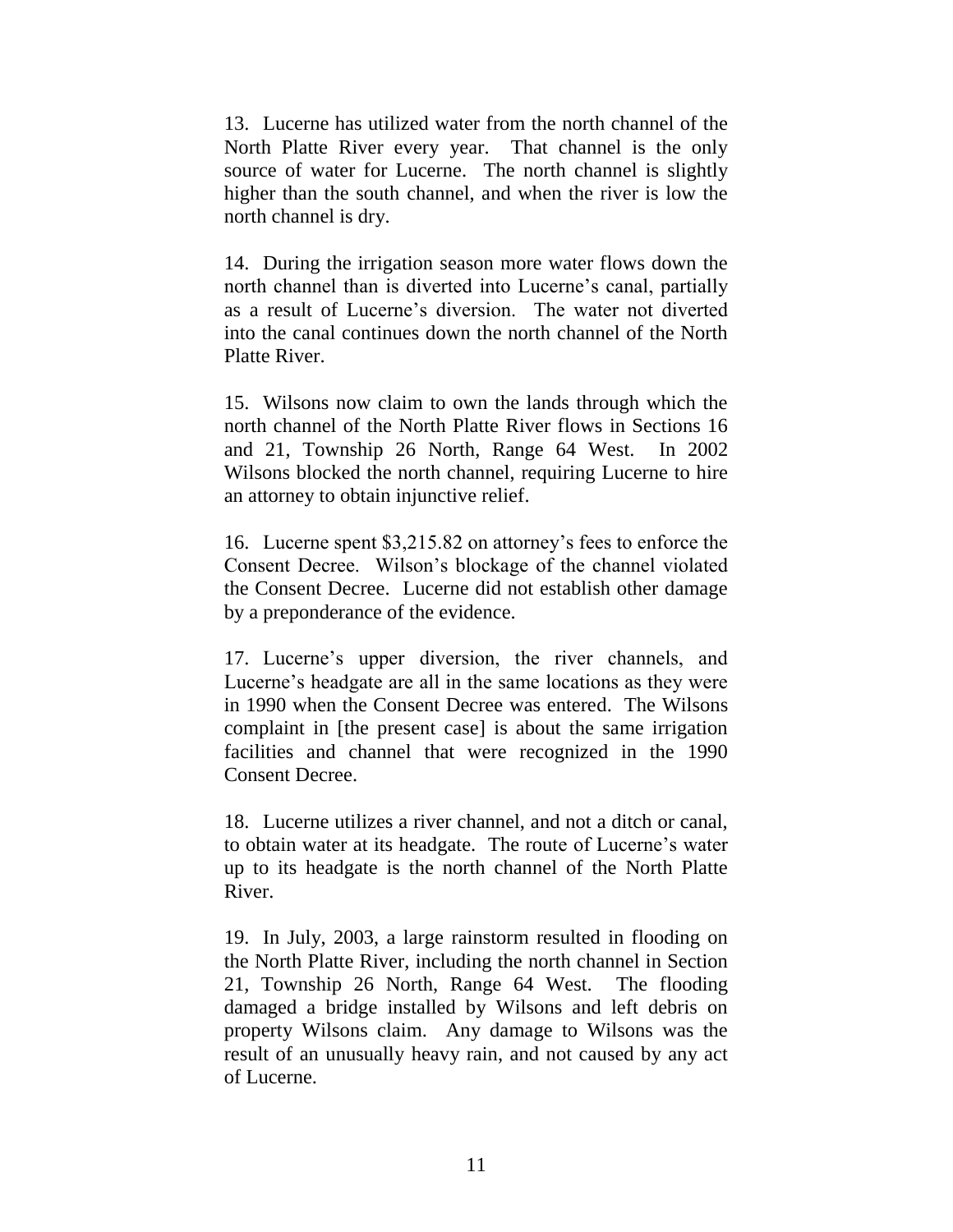13. Lucerne has utilized water from the north channel of the North Platte River every year. That channel is the only source of water for Lucerne. The north channel is slightly higher than the south channel, and when the river is low the north channel is dry.

14. During the irrigation season more water flows down the north channel than is diverted into Lucerne's canal, partially as a result of Lucerne's diversion. The water not diverted into the canal continues down the north channel of the North Platte River.

15. Wilsons now claim to own the lands through which the north channel of the North Platte River flows in Sections 16 and 21, Township 26 North, Range 64 West. In 2002 Wilsons blocked the north channel, requiring Lucerne to hire an attorney to obtain injunctive relief.

16. Lucerne spent $3,215.82 on attorney's fees to enforce the Consent Decree. Wilson's blockage of the channel violated the Consent Decree. Lucerne did not establish other damage by a preponderance of the evidence.

17. Lucerne's upper diversion, the river channels, and Lucerne's headgate are all in the same locations as they were in 1990 when the Consent Decree was entered. The Wilsons complaint in [the present case] is about the same irrigation facilities and channel that were recognized in the 1990 Consent Decree.

18. Lucerne utilizes a river channel, and not a ditch or canal, to obtain water at its headgate. The route of Lucerne's water up to its headgate is the north channel of the North Platte River.

19. In July, 2003, a large rainstorm resulted in flooding on the North Platte River, including the north channel in Section 21, Township 26 North, Range 64 West. The flooding damaged a bridge installed by Wilsons and left debris on property Wilsons claim. Any damage to Wilsons was the result of an unusually heavy rain, and not caused by any act of Lucerne.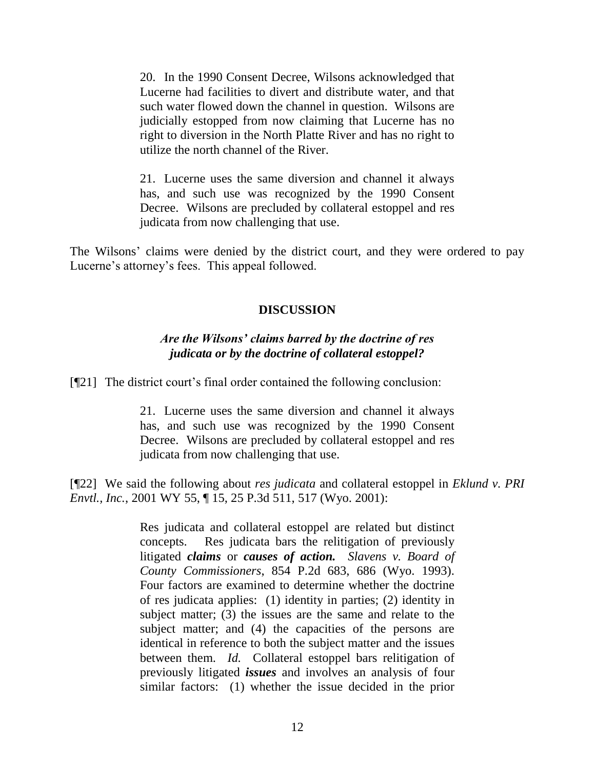> 20. In the 1990 Consent Decree, Wilsons acknowledged that Lucerne had facilities to divert and distribute water, and that such water flowed down the channel in question. Wilsons are judicially estopped from now claiming that Lucerne has no right to diversion in the North Platte River and has no right to utilize the north channel of the River.
>
> 21. Lucerne uses the same diversion and channel it always has, and such use was recognized by the 1990 Consent Decree. Wilsons are precluded by collateral estoppel and res judicata from now challenging that use.

The Wilsons' claims were denied by the district court, and they were ordered to pay Lucerne's attorney's fees. This appeal followed.

## DISCUSSION

### *Are the Wilsons' claims barred by the doctrine of res judicata or by the doctrine of collateral estoppel?*

[¶21] The district court's final order contained the following conclusion:

> 21. Lucerne uses the same diversion and channel it always has, and such use was recognized by the 1990 Consent Decree. Wilsons are precluded by collateral estoppel and res judicata from now challenging that use.

[¶22] We said the following about *res judicata* and collateral estoppel in *Eklund v. PRI Envtl., Inc.*, 2001 WY 55, ¶ 15, 25 P.3d 511, 517 (Wyo. 2001):

> Res judicata and collateral estoppel are related but distinct concepts. Res judicata bars the relitigation of previously litigated ***claims*** or ***causes of action.*** *Slavens v. Board of County Commissioners*, 854 P.2d 683, 686 (Wyo. 1993). Four factors are examined to determine whether the doctrine of res judicata applies: (1) identity in parties; (2) identity in subject matter; (3) the issues are the same and relate to the subject matter; and (4) the capacities of the persons are identical in reference to both the subject matter and the issues between them. *Id.* Collateral estoppel bars relitigation of previously litigated ***issues*** and involves an analysis of four similar factors: (1) whether the issue decided in the prior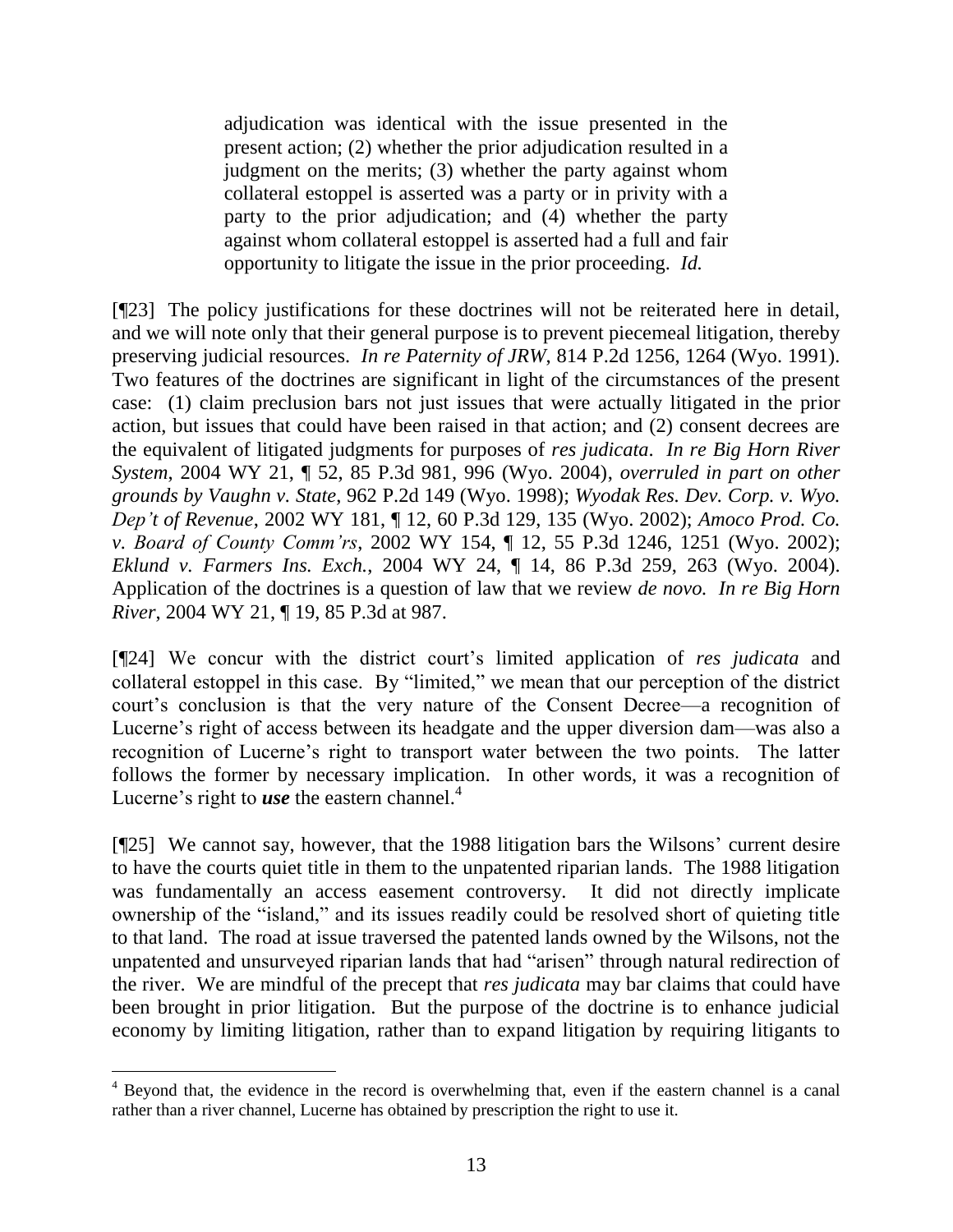> adjudication was identical with the issue presented in the present action; (2) whether the prior adjudication resulted in a judgment on the merits; (3) whether the party against whom collateral estoppel is asserted was a party or in privity with a party to the prior adjudication; and (4) whether the party against whom collateral estoppel is asserted had a full and fair opportunity to litigate the issue in the prior proceeding. *Id.*

[¶23] The policy justifications for these doctrines will not be reiterated here in detail, and we will note only that their general purpose is to prevent piecemeal litigation, thereby preserving judicial resources. *In re Paternity of JRW*, 814 P.2d 1256, 1264 (Wyo. 1991). Two features of the doctrines are significant in light of the circumstances of the present case: (1) claim preclusion bars not just issues that were actually litigated in the prior action, but issues that could have been raised in that action; and (2) consent decrees are the equivalent of litigated judgments for purposes of *res judicata*. *In re Big Horn River System*, 2004 WY 21, ¶ 52, 85 P.3d 981, 996 (Wyo. 2004), *overruled in part on other grounds by Vaughn v. State*, 962 P.2d 149 (Wyo. 1998); *Wyodak Res. Dev. Corp. v. Wyo. Dep't of Revenue*, 2002 WY 181, ¶ 12, 60 P.3d 129, 135 (Wyo. 2002); *Amoco Prod. Co. v. Board of County Comm'rs*, 2002 WY 154, ¶ 12, 55 P.3d 1246, 1251 (Wyo. 2002); *Eklund v. Farmers Ins. Exch.*, 2004 WY 24, ¶ 14, 86 P.3d 259, 263 (Wyo. 2004). Application of the doctrines is a question of law that we review *de novo. In re Big Horn River*, 2004 WY 21, ¶ 19, 85 P.3d at 987.

[¶24] We concur with the district court's limited application of *res judicata* and collateral estoppel in this case. By "limited," we mean that our perception of the district court's conclusion is that the very nature of the Consent Decree—a recognition of Lucerne's right of access between its headgate and the upper diversion dam—was also a recognition of Lucerne's right to transport water between the two points. The latter follows the former by necessary implication. In other words, it was a recognition of Lucerne's right to ***use*** the eastern channel.[4]

[¶25] We cannot say, however, that the 1988 litigation bars the Wilsons' current desire to have the courts quiet title in them to the unpatented riparian lands. The 1988 litigation was fundamentally an access easement controversy. It did not directly implicate ownership of the "island," and its issues readily could be resolved short of quieting title to that land. The road at issue traversed the patented lands owned by the Wilsons, not the unpatented and unsurveyed riparian lands that had "arisen" through natural redirection of the river. We are mindful of the precept that *res judicata* may bar claims that could have been brought in prior litigation. But the purpose of the doctrine is to enhance judicial economy by limiting litigation, rather than to expand litigation by requiring litigants to

[4] Beyond that, the evidence in the record is overwhelming that, even if the eastern channel is a canal rather than a river channel, Lucerne has obtained by prescription the right to use it.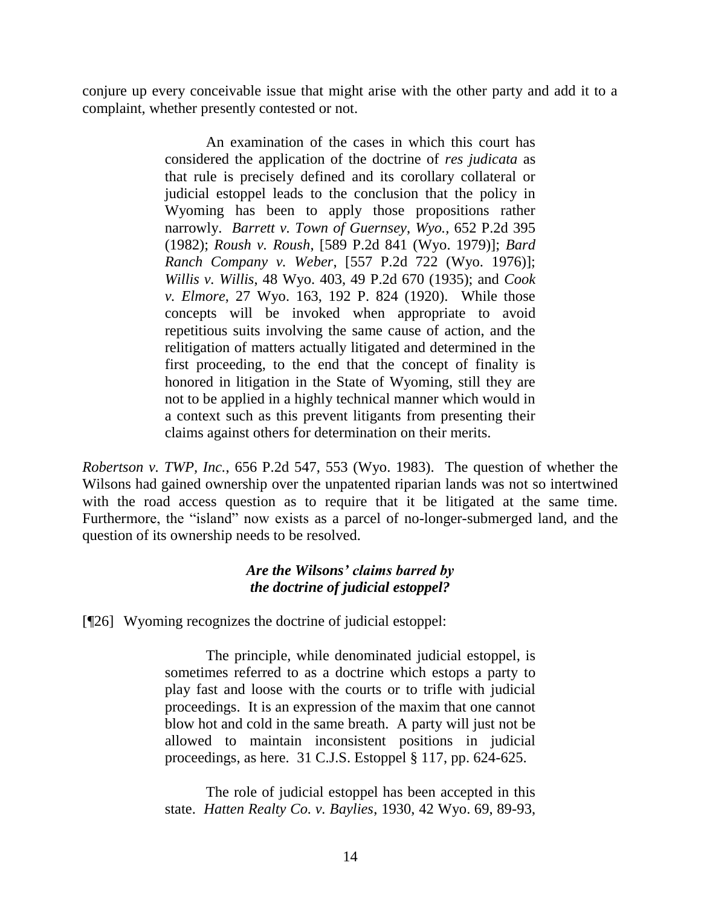conjure up every conceivable issue that might arise with the other party and add it to a complaint, whether presently contested or not.

> An examination of the cases in which this court has considered the application of the doctrine of *res judicata* as that rule is precisely defined and its corollary collateral or judicial estoppel leads to the conclusion that the policy in Wyoming has been to apply those propositions rather narrowly. *Barrett v. Town of Guernsey, Wyo.*, 652 P.2d 395 (1982); *Roush v. Roush*, [589 P.2d 841 (Wyo. 1979)]; *Bard Ranch Company v. Weber*, [557 P.2d 722 (Wyo. 1976)]; *Willis v. Willis*, 48 Wyo. 403, 49 P.2d 670 (1935); and *Cook v. Elmore*, 27 Wyo. 163, 192 P. 824 (1920). While those concepts will be invoked when appropriate to avoid repetitious suits involving the same cause of action, and the relitigation of matters actually litigated and determined in the first proceeding, to the end that the concept of finality is honored in litigation in the State of Wyoming, still they are not to be applied in a highly technical manner which would in a context such as this prevent litigants from presenting their claims against others for determination on their merits.

*Robertson v. TWP, Inc.*, 656 P.2d 547, 553 (Wyo. 1983). The question of whether the Wilsons had gained ownership over the unpatented riparian lands was not so intertwined with the road access question as to require that it be litigated at the same time. Furthermore, the "island" now exists as a parcel of no-longer-submerged land, and the question of its ownership needs to be resolved.

### *Are the Wilsons' claims barred by the doctrine of judicial estoppel?*

[¶26] Wyoming recognizes the doctrine of judicial estoppel:

> The principle, while denominated judicial estoppel, is sometimes referred to as a doctrine which estops a party to play fast and loose with the courts or to trifle with judicial proceedings. It is an expression of the maxim that one cannot blow hot and cold in the same breath. A party will just not be allowed to maintain inconsistent positions in judicial proceedings, as here. 31 C.J.S. Estoppel § 117, pp. 624-625.
>
> The role of judicial estoppel has been accepted in this state. *Hatten Realty Co. v. Baylies*, 1930, 42 Wyo. 69, 89-93,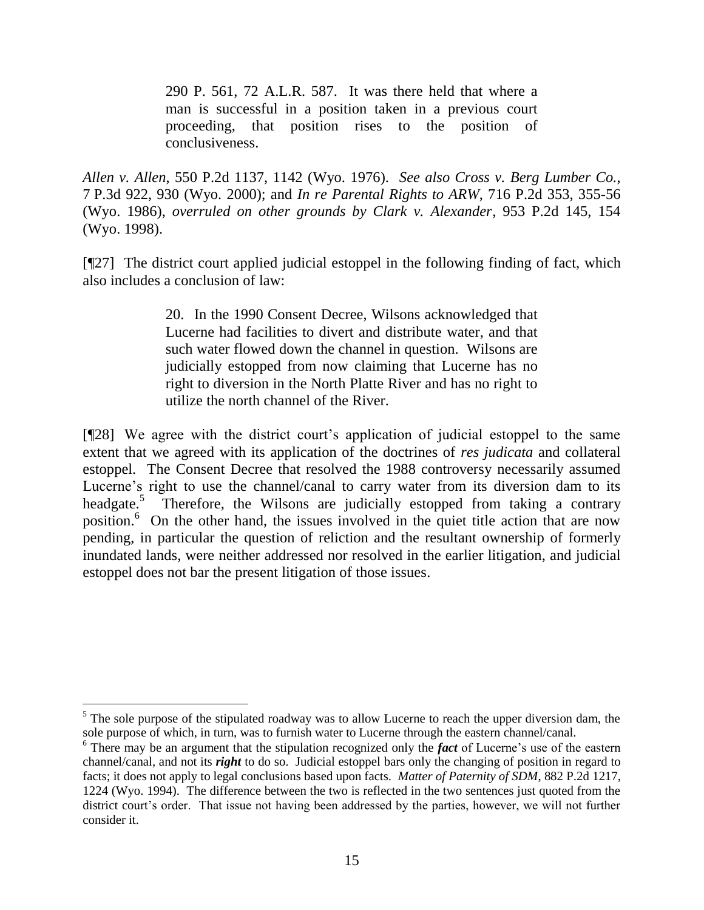> 290 P. 561, 72 A.L.R. 587. It was there held that where a man is successful in a position taken in a previous court proceeding, that position rises to the position of conclusiveness.

*Allen v. Allen*, 550 P.2d 1137, 1142 (Wyo. 1976). *See also Cross v. Berg Lumber Co.*, 7 P.3d 922, 930 (Wyo. 2000); and *In re Parental Rights to ARW*, 716 P.2d 353, 355-56 (Wyo. 1986), *overruled on other grounds by Clark v. Alexander*, 953 P.2d 145, 154 (Wyo. 1998).

[¶27] The district court applied judicial estoppel in the following finding of fact, which also includes a conclusion of law:

> 20. In the 1990 Consent Decree, Wilsons acknowledged that Lucerne had facilities to divert and distribute water, and that such water flowed down the channel in question. Wilsons are judicially estopped from now claiming that Lucerne has no right to diversion in the North Platte River and has no right to utilize the north channel of the River.

[¶28] We agree with the district court's application of judicial estoppel to the same extent that we agreed with its application of the doctrines of *res judicata* and collateral estoppel. The Consent Decree that resolved the 1988 controversy necessarily assumed Lucerne's right to use the channel/canal to carry water from its diversion dam to its headgate.[5] Therefore, the Wilsons are judicially estopped from taking a contrary position.[6] On the other hand, the issues involved in the quiet title action that are now pending, in particular the question of reliction and the resultant ownership of formerly inundated lands, were neither addressed nor resolved in the earlier litigation, and judicial estoppel does not bar the present litigation of those issues.

---

[5] The sole purpose of the stipulated roadway was to allow Lucerne to reach the upper diversion dam, the sole purpose of which, in turn, was to furnish water to Lucerne through the eastern channel/canal.

[6] There may be an argument that the stipulation recognized only the ***fact*** of Lucerne's use of the eastern channel/canal, and not its ***right*** to do so. Judicial estoppel bars only the changing of position in regard to facts; it does not apply to legal conclusions based upon facts. *Matter of Paternity of SDM*, 882 P.2d 1217, 1224 (Wyo. 1994). The difference between the two is reflected in the two sentences just quoted from the district court's order. That issue not having been addressed by the parties, however, we will not further consider it.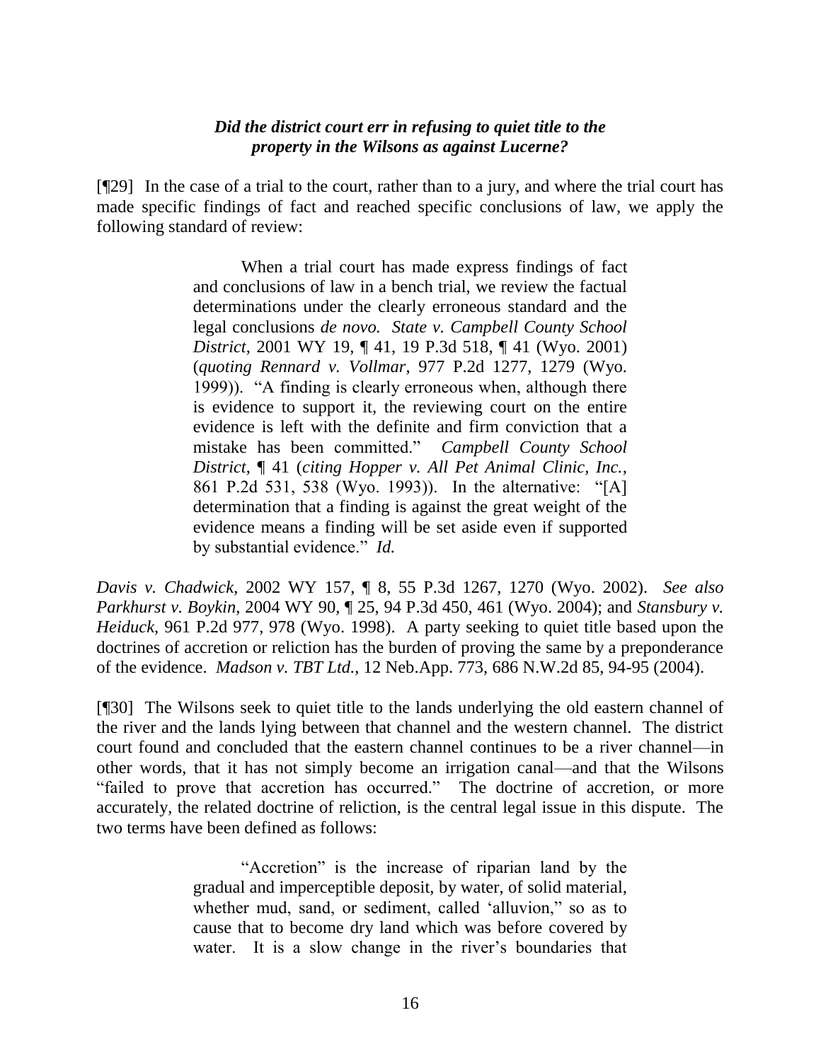***Did the district court err in refusing to quiet title to the property in the Wilsons as against Lucerne?***

[¶29] In the case of a trial to the court, rather than to a jury, and where the trial court has made specific findings of fact and reached specific conclusions of law, we apply the following standard of review:

> When a trial court has made express findings of fact and conclusions of law in a bench trial, we review the factual determinations under the clearly erroneous standard and the legal conclusions *de novo.* *State v. Campbell County School District*, 2001 WY 19, ¶ 41, 19 P.3d 518, ¶ 41 (Wyo. 2001) (*quoting Rennard v. Vollmar*, 977 P.2d 1277, 1279 (Wyo. 1999)). "A finding is clearly erroneous when, although there is evidence to support it, the reviewing court on the entire evidence is left with the definite and firm conviction that a mistake has been committed." *Campbell County School District*, ¶ 41 (*citing Hopper v. All Pet Animal Clinic, Inc.*, 861 P.2d 531, 538 (Wyo. 1993)). In the alternative: "[A] determination that a finding is against the great weight of the evidence means a finding will be set aside even if supported by substantial evidence." *Id.*

*Davis v. Chadwick*, 2002 WY 157, ¶ 8, 55 P.3d 1267, 1270 (Wyo. 2002). *See also Parkhurst v. Boykin*, 2004 WY 90, ¶ 25, 94 P.3d 450, 461 (Wyo. 2004); and *Stansbury v. Heiduck*, 961 P.2d 977, 978 (Wyo. 1998). A party seeking to quiet title based upon the doctrines of accretion or reliction has the burden of proving the same by a preponderance of the evidence. *Madson v. TBT Ltd.*, 12 Neb.App. 773, 686 N.W.2d 85, 94-95 (2004).

[¶30] The Wilsons seek to quiet title to the lands underlying the old eastern channel of the river and the lands lying between that channel and the western channel. The district court found and concluded that the eastern channel continues to be a river channel—in other words, that it has not simply become an irrigation canal—and that the Wilsons "failed to prove that accretion has occurred." The doctrine of accretion, or more accurately, the related doctrine of reliction, is the central legal issue in this dispute. The two terms have been defined as follows:

> "Accretion" is the increase of riparian land by the gradual and imperceptible deposit, by water, of solid material, whether mud, sand, or sediment, called 'alluvion," so as to cause that to become dry land which was before covered by water. It is a slow change in the river's boundaries that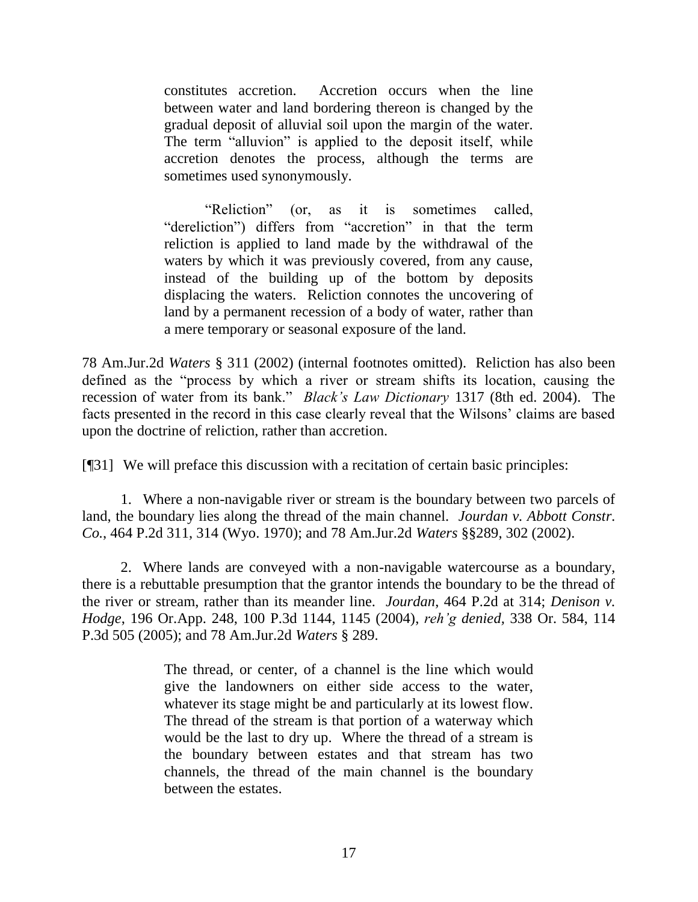> constitutes accretion. Accretion occurs when the line between water and land bordering thereon is changed by the gradual deposit of alluvial soil upon the margin of the water. The term "alluvion" is applied to the deposit itself, while accretion denotes the process, although the terms are sometimes used synonymously.
>
> "Reliction" (or, as it is sometimes called, "dereliction") differs from "accretion" in that the term reliction is applied to land made by the withdrawal of the waters by which it was previously covered, from any cause, instead of the building up of the bottom by deposits displacing the waters. Reliction connotes the uncovering of land by a permanent recession of a body of water, rather than a mere temporary or seasonal exposure of the land.

78 Am.Jur.2d *Waters* § 311 (2002) (internal footnotes omitted). Reliction has also been defined as the "process by which a river or stream shifts its location, causing the recession of water from its bank." *Black's Law Dictionary* 1317 (8th ed. 2004). The facts presented in the record in this case clearly reveal that the Wilsons' claims are based upon the doctrine of reliction, rather than accretion.

[¶31] We will preface this discussion with a recitation of certain basic principles:

1. Where a non-navigable river or stream is the boundary between two parcels of land, the boundary lies along the thread of the main channel. *Jourdan v. Abbott Constr. Co.*, 464 P.2d 311, 314 (Wyo. 1970); and 78 Am.Jur.2d *Waters* §§289, 302 (2002).

2. Where lands are conveyed with a non-navigable watercourse as a boundary, there is a rebuttable presumption that the grantor intends the boundary to be the thread of the river or stream, rather than its meander line. *Jourdan*, 464 P.2d at 314; *Denison v. Hodge*, 196 Or.App. 248, 100 P.3d 1144, 1145 (2004), *reh'g denied,* 338 Or. 584, 114 P.3d 505 (2005); and 78 Am.Jur.2d *Waters* § 289.

> The thread, or center, of a channel is the line which would give the landowners on either side access to the water, whatever its stage might be and particularly at its lowest flow. The thread of the stream is that portion of a waterway which would be the last to dry up. Where the thread of a stream is the boundary between estates and that stream has two channels, the thread of the main channel is the boundary between the estates.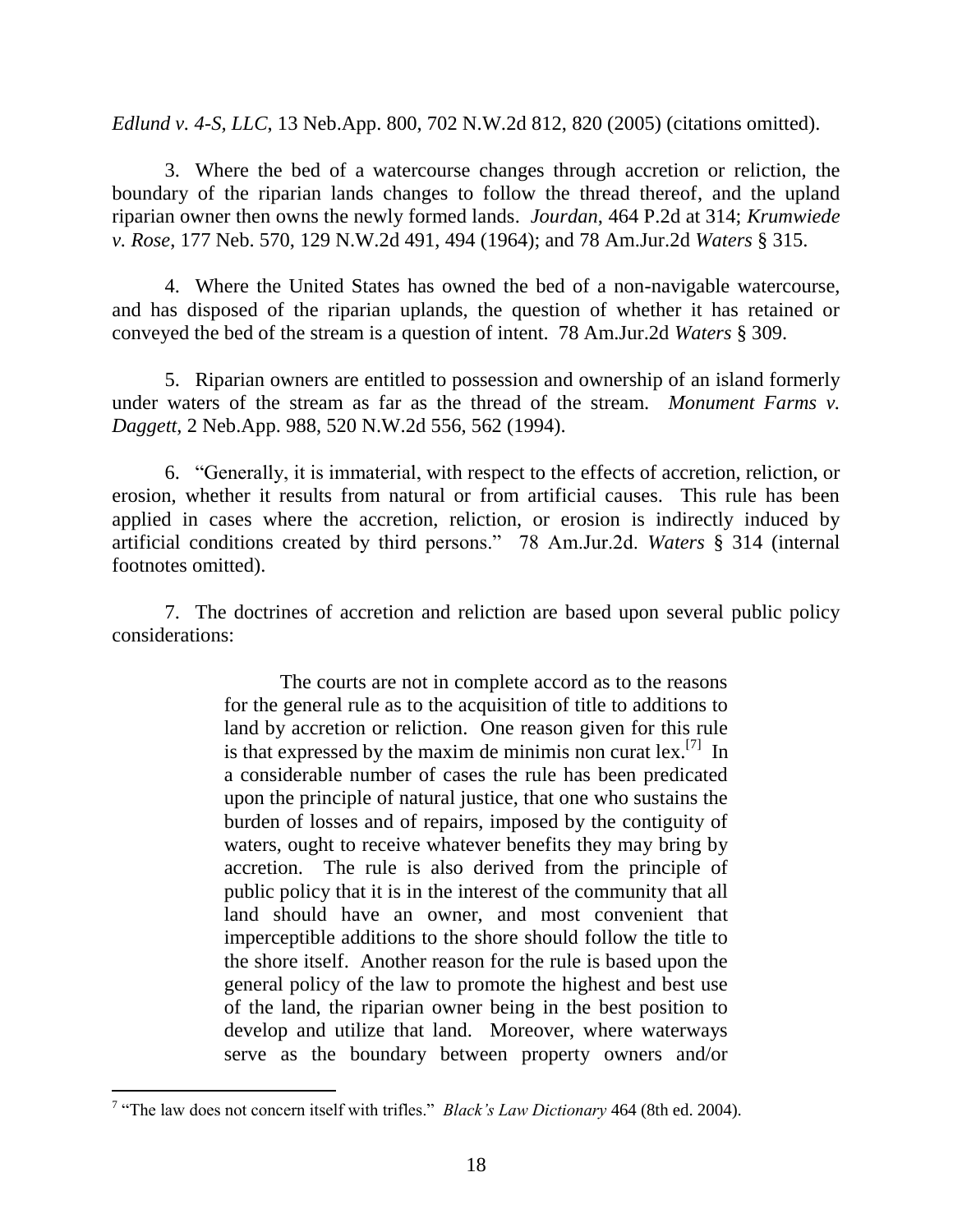*Edlund v. 4-S, LLC*, 13 Neb.App. 800, 702 N.W.2d 812, 820 (2005) (citations omitted).

3. Where the bed of a watercourse changes through accretion or reliction, the boundary of the riparian lands changes to follow the thread thereof, and the upland riparian owner then owns the newly formed lands. *Jourdan*, 464 P.2d at 314; *Krumwiede v. Rose*, 177 Neb. 570, 129 N.W.2d 491, 494 (1964); and 78 Am.Jur.2d *Waters* § 315.

4. Where the United States has owned the bed of a non-navigable watercourse, and has disposed of the riparian uplands, the question of whether it has retained or conveyed the bed of the stream is a question of intent. 78 Am.Jur.2d *Waters* § 309.

5. Riparian owners are entitled to possession and ownership of an island formerly under waters of the stream as far as the thread of the stream. *Monument Farms v. Daggett*, 2 Neb.App. 988, 520 N.W.2d 556, 562 (1994).

6. "Generally, it is immaterial, with respect to the effects of accretion, reliction, or erosion, whether it results from natural or from artificial causes. This rule has been applied in cases where the accretion, reliction, or erosion is indirectly induced by artificial conditions created by third persons." 78 Am.Jur.2d. *Waters* § 314 (internal footnotes omitted).

7. The doctrines of accretion and reliction are based upon several public policy considerations:

> The courts are not in complete accord as to the reasons for the general rule as to the acquisition of title to additions to land by accretion or reliction. One reason given for this rule is that expressed by the maxim de minimis non curat lex.[7] In a considerable number of cases the rule has been predicated upon the principle of natural justice, that one who sustains the burden of losses and of repairs, imposed by the contiguity of waters, ought to receive whatever benefits they may bring by accretion. The rule is also derived from the principle of public policy that it is in the interest of the community that all land should have an owner, and most convenient that imperceptible additions to the shore should follow the title to the shore itself. Another reason for the rule is based upon the general policy of the law to promote the highest and best use of the land, the riparian owner being in the best position to develop and utilize that land. Moreover, where waterways serve as the boundary between property owners and/or

[7] "The law does not concern itself with trifles." *Black's Law Dictionary* 464 (8th ed. 2004).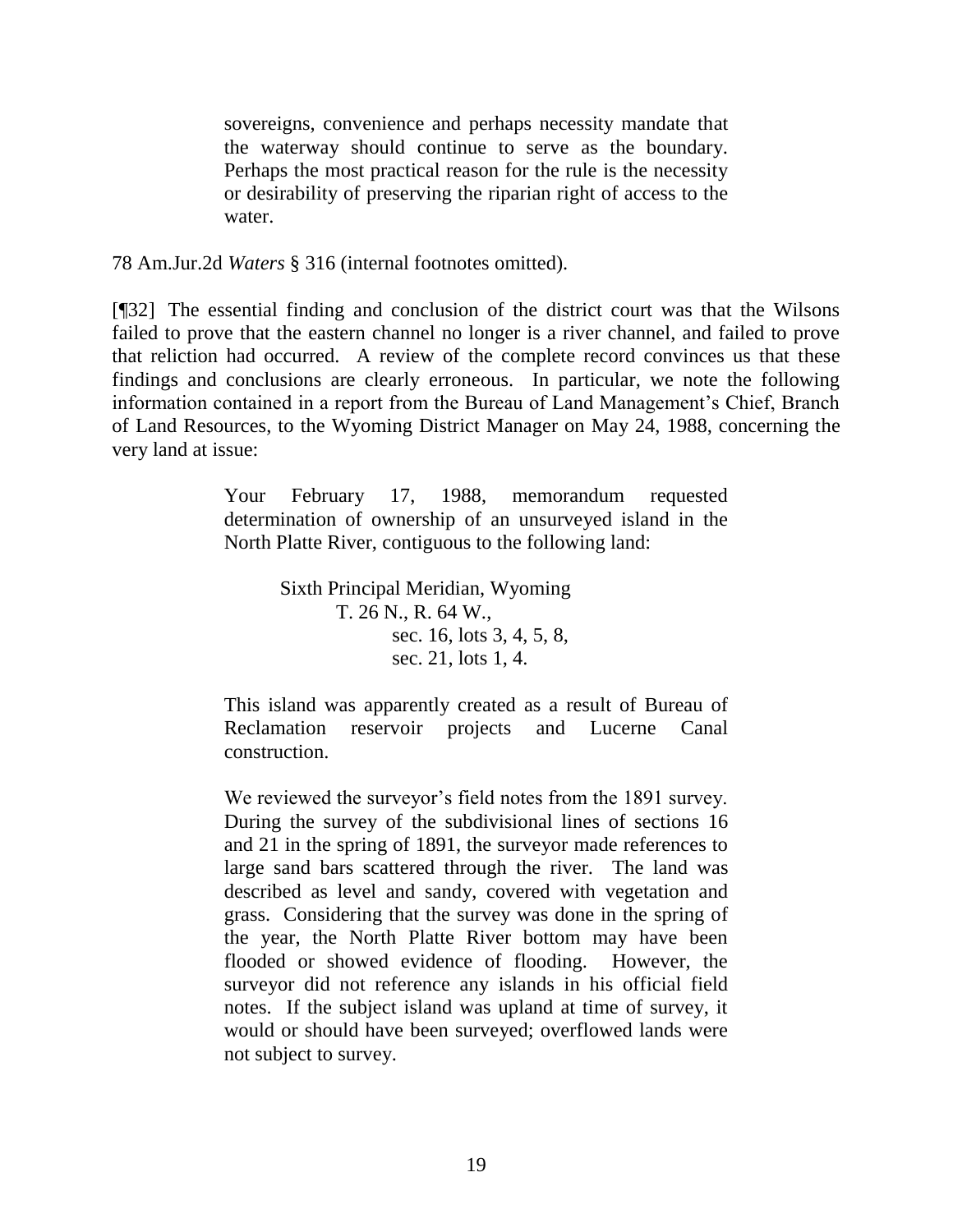> sovereigns, convenience and perhaps necessity mandate that the waterway should continue to serve as the boundary. Perhaps the most practical reason for the rule is the necessity or desirability of preserving the riparian right of access to the water.

78 Am.Jur.2d *Waters* § 316 (internal footnotes omitted).

[¶32] The essential finding and conclusion of the district court was that the Wilsons failed to prove that the eastern channel no longer is a river channel, and failed to prove that reliction had occurred. A review of the complete record convinces us that these findings and conclusions are clearly erroneous. In particular, we note the following information contained in a report from the Bureau of Land Management's Chief, Branch of Land Resources, to the Wyoming District Manager on May 24, 1988, concerning the very land at issue:

> Your February 17, 1988, memorandum requested determination of ownership of an unsurveyed island in the North Platte River, contiguous to the following land:
>
> Sixth Principal Meridian, Wyoming
> T. 26 N., R. 64 W.,
> sec. 16, lots 3, 4, 5, 8,
> sec. 21, lots 1, 4.
>
> This island was apparently created as a result of Bureau of Reclamation reservoir projects and Lucerne Canal construction.
>
> We reviewed the surveyor's field notes from the 1891 survey. During the survey of the subdivisional lines of sections 16 and 21 in the spring of 1891, the surveyor made references to large sand bars scattered through the river. The land was described as level and sandy, covered with vegetation and grass. Considering that the survey was done in the spring of the year, the North Platte River bottom may have been flooded or showed evidence of flooding. However, the surveyor did not reference any islands in his official field notes. If the subject island was upland at time of survey, it would or should have been surveyed; overflowed lands were not subject to survey.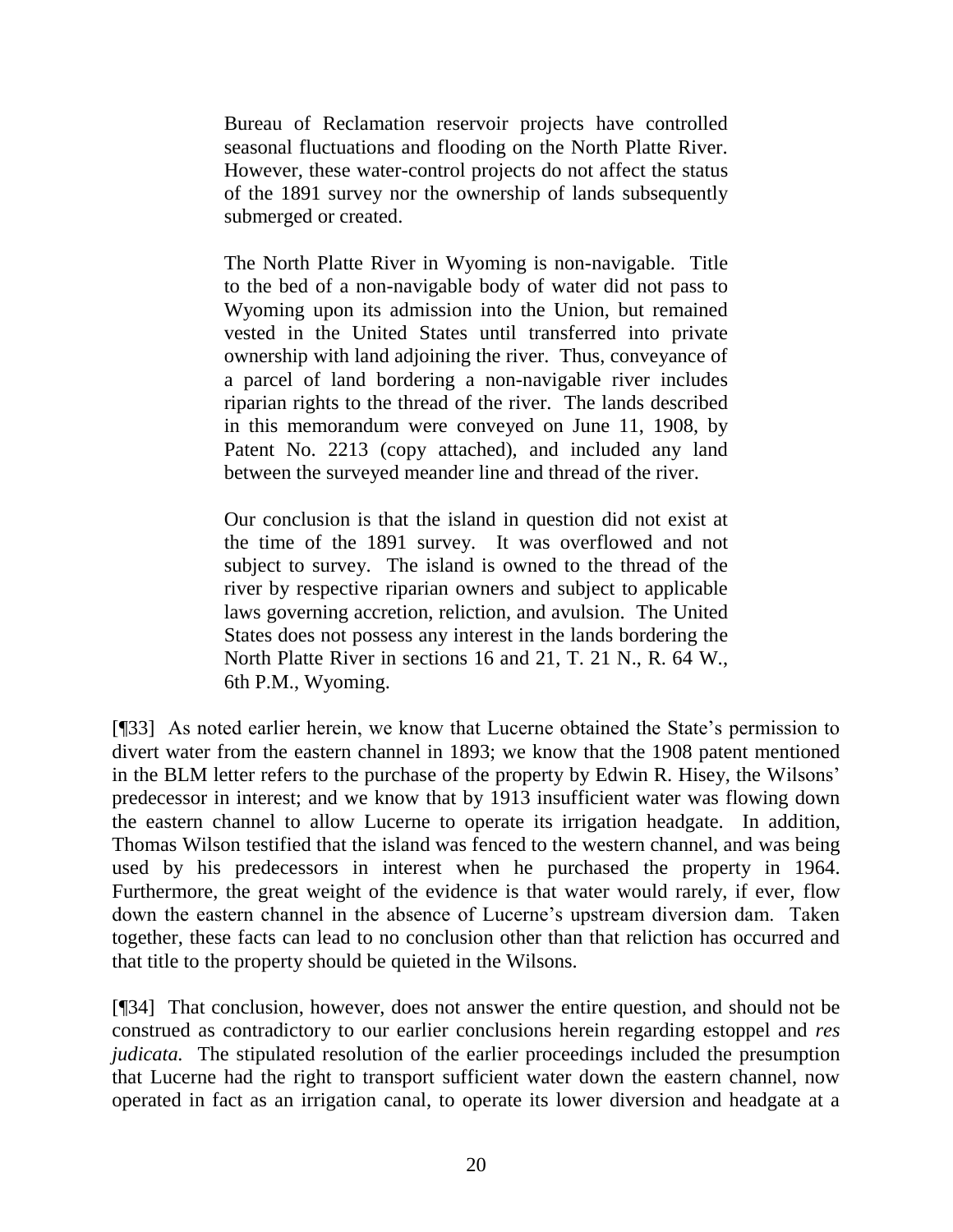> Bureau of Reclamation reservoir projects have controlled seasonal fluctuations and flooding on the North Platte River. However, these water-control projects do not affect the status of the 1891 survey nor the ownership of lands subsequently submerged or created.
>
> The North Platte River in Wyoming is non-navigable. Title to the bed of a non-navigable body of water did not pass to Wyoming upon its admission into the Union, but remained vested in the United States until transferred into private ownership with land adjoining the river. Thus, conveyance of a parcel of land bordering a non-navigable river includes riparian rights to the thread of the river. The lands described in this memorandum were conveyed on June 11, 1908, by Patent No. 2213 (copy attached), and included any land between the surveyed meander line and thread of the river.
>
> Our conclusion is that the island in question did not exist at the time of the 1891 survey. It was overflowed and not subject to survey. The island is owned to the thread of the river by respective riparian owners and subject to applicable laws governing accretion, reliction, and avulsion. The United States does not possess any interest in the lands bordering the North Platte River in sections 16 and 21, T. 21 N., R. 64 W., 6th P.M., Wyoming.

[¶33] As noted earlier herein, we know that Lucerne obtained the State's permission to divert water from the eastern channel in 1893; we know that the 1908 patent mentioned in the BLM letter refers to the purchase of the property by Edwin R. Hisey, the Wilsons' predecessor in interest; and we know that by 1913 insufficient water was flowing down the eastern channel to allow Lucerne to operate its irrigation headgate. In addition, Thomas Wilson testified that the island was fenced to the western channel, and was being used by his predecessors in interest when he purchased the property in 1964. Furthermore, the great weight of the evidence is that water would rarely, if ever, flow down the eastern channel in the absence of Lucerne's upstream diversion dam. Taken together, these facts can lead to no conclusion other than that reliction has occurred and that title to the property should be quieted in the Wilsons.

[¶34] That conclusion, however, does not answer the entire question, and should not be construed as contradictory to our earlier conclusions herein regarding estoppel and *res judicata.* The stipulated resolution of the earlier proceedings included the presumption that Lucerne had the right to transport sufficient water down the eastern channel, now operated in fact as an irrigation canal, to operate its lower diversion and headgate at a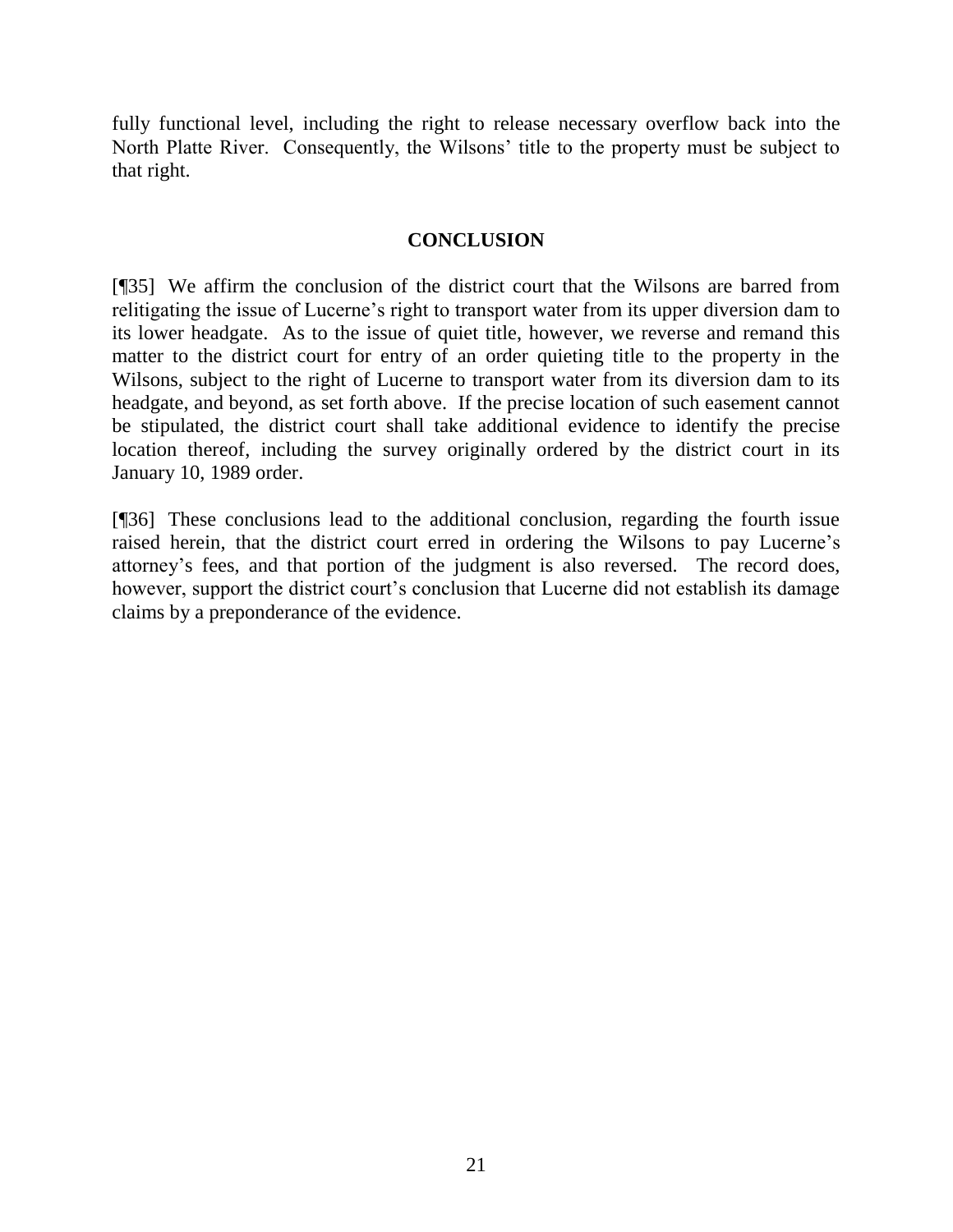fully functional level, including the right to release necessary overflow back into the North Platte River. Consequently, the Wilsons' title to the property must be subject to that right.

## CONCLUSION

[¶35] We affirm the conclusion of the district court that the Wilsons are barred from relitigating the issue of Lucerne's right to transport water from its upper diversion dam to its lower headgate. As to the issue of quiet title, however, we reverse and remand this matter to the district court for entry of an order quieting title to the property in the Wilsons, subject to the right of Lucerne to transport water from its diversion dam to its headgate, and beyond, as set forth above. If the precise location of such easement cannot be stipulated, the district court shall take additional evidence to identify the precise location thereof, including the survey originally ordered by the district court in its January 10, 1989 order.

[¶36] These conclusions lead to the additional conclusion, regarding the fourth issue raised herein, that the district court erred in ordering the Wilsons to pay Lucerne's attorney's fees, and that portion of the judgment is also reversed. The record does, however, support the district court's conclusion that Lucerne did not establish its damage claims by a preponderance of the evidence.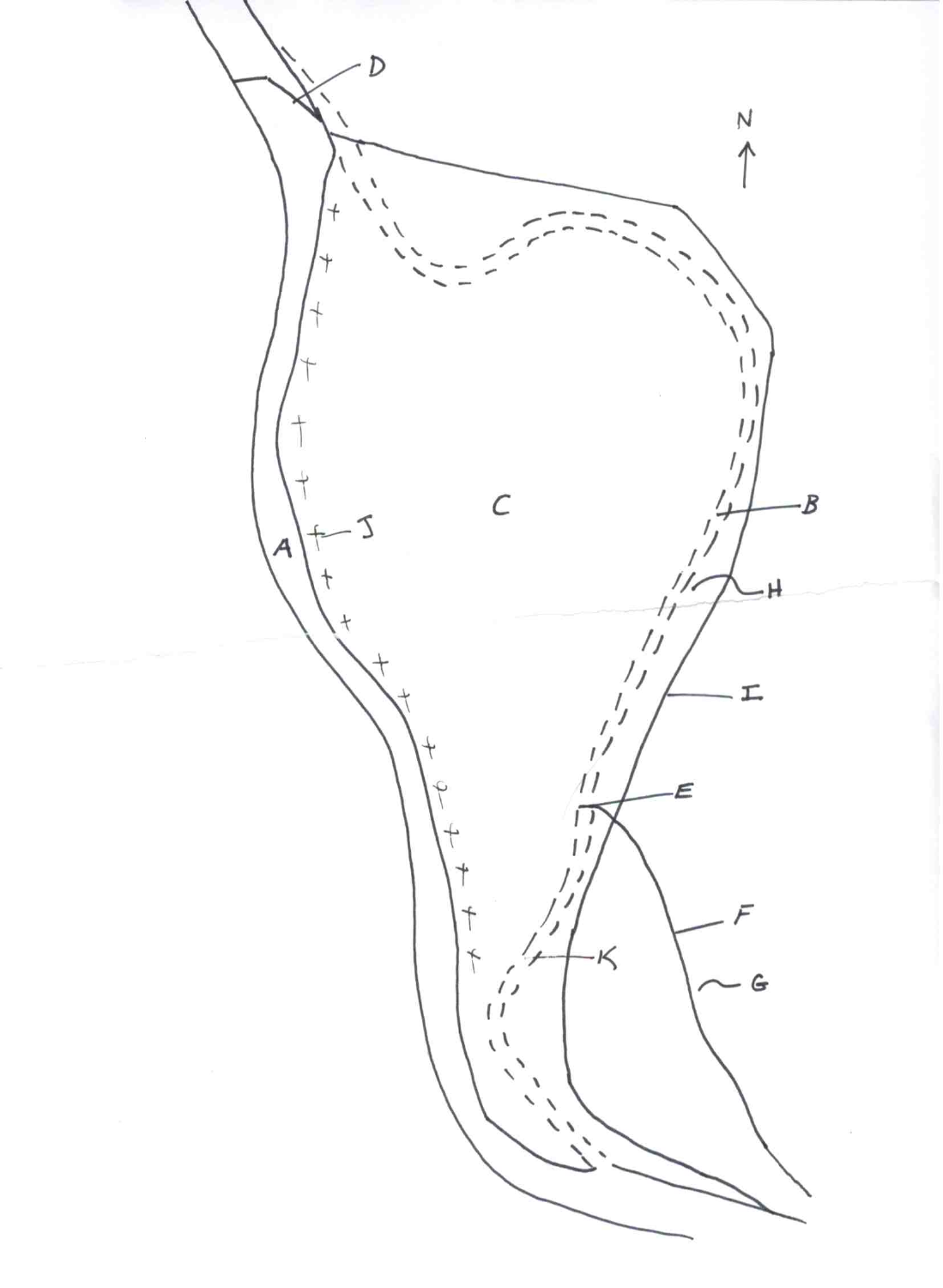D

N

C

B

J

A

H

I

E

F

K

G